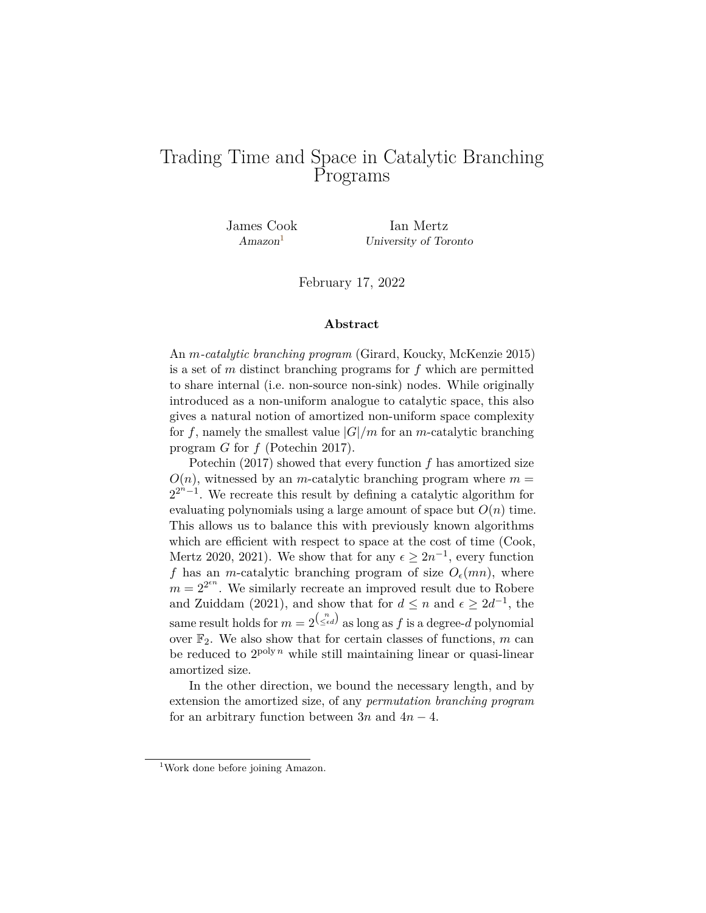# Trading Time and Space in Catalytic Branching Programs

James Cook
*Amazon*[1]

Ian Mertz
*University of Toronto*

February 17, 2022

**Abstract**

An *m-catalytic branching program* (Girard, Koucky, McKenzie 2015) is a set of $m$ distinct branching programs for $f$ which are permitted to share internal (i.e. non-source non-sink) nodes. While originally introduced as a non-uniform analogue to catalytic space, this also gives a natural notion of amortized non-uniform space complexity for $f$, namely the smallest value $|G|/m$ for an $m$-catalytic branching program $G$ for $f$ (Potechin 2017).

Potechin (2017) showed that every function $f$ has amortized size $O(n)$, witnessed by an $m$-catalytic branching program where $m = 2^{2^n-1}$. We recreate this result by defining a catalytic algorithm for evaluating polynomials using a large amount of space but $O(n)$ time. This allows us to balance this with previously known algorithms which are efficient with respect to space at the cost of time (Cook, Mertz 2020, 2021). We show that for any $\epsilon \geq 2n^{-1}$, every function $f$ has an $m$-catalytic branching program of size $O_\epsilon(mn)$, where $m = 2^{2^{\epsilon n}}$. We similarly recreate an improved result due to Robere and Zuiddam (2021), and show that for $d \leq n$ and $\epsilon \geq 2d^{-1}$, the same result holds for $m = 2^{\binom{n}{\leq \epsilon d}}$ as long as $f$ is a degree-$d$ polynomial over $\mathbb{F}_2$. We also show that for certain classes of functions, $m$ can be reduced to $2^{\text{poly}\, n}$ while still maintaining linear or quasi-linear amortized size.

In the other direction, we bound the necessary length, and by extension the amortized size, of any *permutation branching program* for an arbitrary function between $3n$ and $4n - 4$.

[1] Work done before joining Amazon.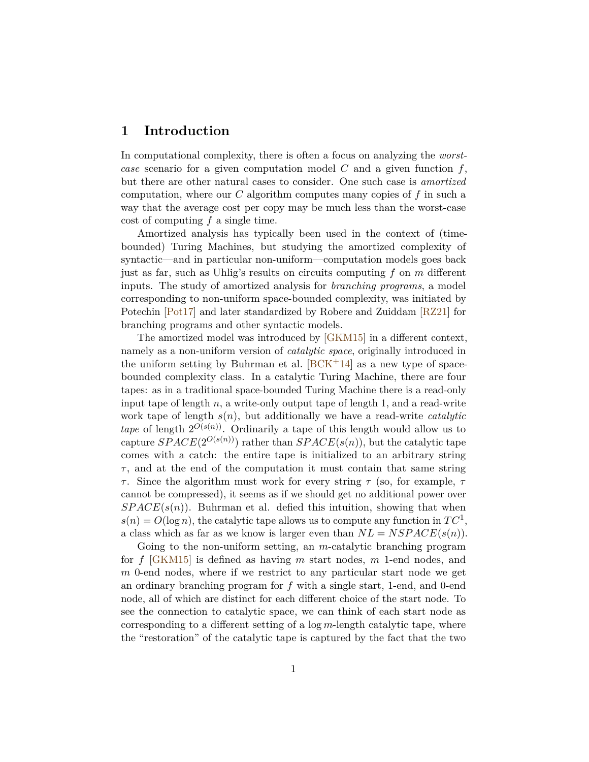# 1 Introduction

In computational complexity, there is often a focus on analyzing the *worst-case* scenario for a given computation model $C$ and a given function $f$, but there are other natural cases to consider. One such case is *amortized* computation, where our $C$ algorithm computes many copies of $f$ in such a way that the average cost per copy may be much less than the worst-case cost of computing $f$ a single time.

Amortized analysis has typically been used in the context of (time-bounded) Turing Machines, but studying the amortized complexity of syntactic—and in particular non-uniform—computation models goes back just as far, such as Uhlig's results on circuits computing $f$ on $m$ different inputs. The study of amortized analysis for *branching programs*, a model corresponding to non-uniform space-bounded complexity, was initiated by Potechin [Pot17] and later standardized by Robere and Zuiddam [RZ21] for branching programs and other syntactic models.

The amortized model was introduced by [GKM15] in a different context, namely as a non-uniform version of *catalytic space*, originally introduced in the uniform setting by Buhrman et al. [BCK+14] as a new type of space-bounded complexity class. In a catalytic Turing Machine, there are four tapes: as in a traditional space-bounded Turing Machine there is a read-only input tape of length $n$, a write-only output tape of length 1, and a read-write work tape of length $s(n)$, but additionally we have a read-write *catalytic tape* of length $2^{O(s(n))}$. Ordinarily a tape of this length would allow us to capture $SPACE(2^{O(s(n))})$ rather than $SPACE(s(n))$, but the catalytic tape comes with a catch: the entire tape is initialized to an arbitrary string $\tau$, and at the end of the computation it must contain that same string $\tau$. Since the algorithm must work for every string $\tau$ (so, for example, $\tau$ cannot be compressed), it seems as if we should get no additional power over $SPACE(s(n))$. Buhrman et al. defied this intuition, showing that when $s(n) = O(\log n)$, the catalytic tape allows us to compute any function in $TC^1$, a class which as far as we know is larger even than $NL = NSPACE(s(n))$.

Going to the non-uniform setting, an $m$-catalytic branching program for $f$ [GKM15] is defined as having $m$ start nodes, $m$ 1-end nodes, and $m$ 0-end nodes, where if we restrict to any particular start node we get an ordinary branching program for $f$ with a single start, 1-end, and 0-end node, all of which are distinct for each different choice of the start node. To see the connection to catalytic space, we can think of each start node as corresponding to a different setting of a $\log m$-length catalytic tape, where the "restoration" of the catalytic tape is captured by the fact that the two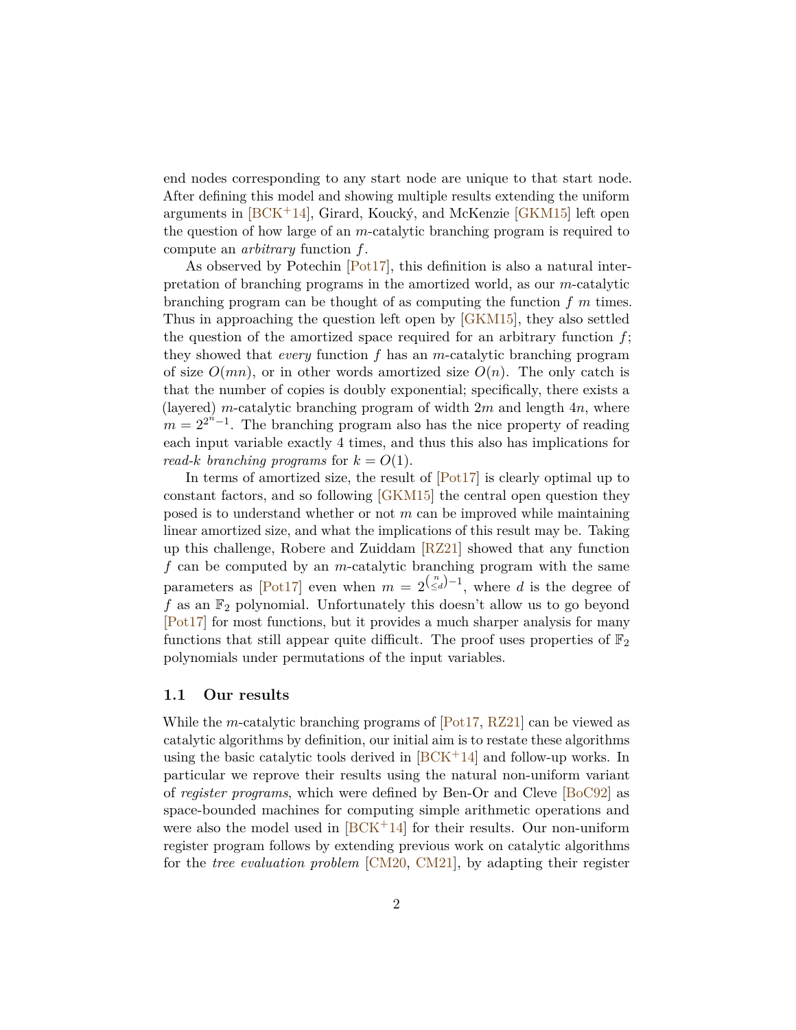end nodes corresponding to any start node are unique to that start node. After defining this model and showing multiple results extending the uniform arguments in [BCK+14], Girard, Koucký, and McKenzie [GKM15] left open the question of how large of an $m$-catalytic branching program is required to compute an *arbitrary* function $f$.

As observed by Potechin [Pot17], this definition is also a natural interpretation of branching programs in the amortized world, as our $m$-catalytic branching program can be thought of as computing the function $f$ $m$ times. Thus in approaching the question left open by [GKM15], they also settled the question of the amortized space required for an arbitrary function $f$; they showed that *every* function $f$ has an $m$-catalytic branching program of size $O(mn)$, or in other words amortized size $O(n)$. The only catch is that the number of copies is doubly exponential; specifically, there exists a (layered) $m$-catalytic branching program of width $2m$ and length $4n$, where $m = 2^{2^n-1}$. The branching program also has the nice property of reading each input variable exactly 4 times, and thus this also has implications for *read-k branching programs* for $k = O(1)$.

In terms of amortized size, the result of [Pot17] is clearly optimal up to constant factors, and so following [GKM15] the central open question they posed is to understand whether or not $m$ can be improved while maintaining linear amortized size, and what the implications of this result may be. Taking up this challenge, Robere and Zuiddam [RZ21] showed that any function $f$ can be computed by an $m$-catalytic branching program with the same parameters as [Pot17] even when $m = 2^{\binom{n}{\leq d}-1}$, where $d$ is the degree of $f$ as an $\mathbb{F}_2$ polynomial. Unfortunately this doesn't allow us to go beyond [Pot17] for most functions, but it provides a much sharper analysis for many functions that still appear quite difficult. The proof uses properties of $\mathbb{F}_2$ polynomials under permutations of the input variables.

### 1.1 Our results

While the $m$-catalytic branching programs of [Pot17, RZ21] can be viewed as catalytic algorithms by definition, our initial aim is to restate these algorithms using the basic catalytic tools derived in [BCK+14] and follow-up works. In particular we reprove their results using the natural non-uniform variant of *register programs*, which were defined by Ben-Or and Cleve [BoC92] as space-bounded machines for computing simple arithmetic operations and were also the model used in [BCK+14] for their results. Our non-uniform register program follows by extending previous work on catalytic algorithms for the *tree evaluation problem* [CM20, CM21], by adapting their register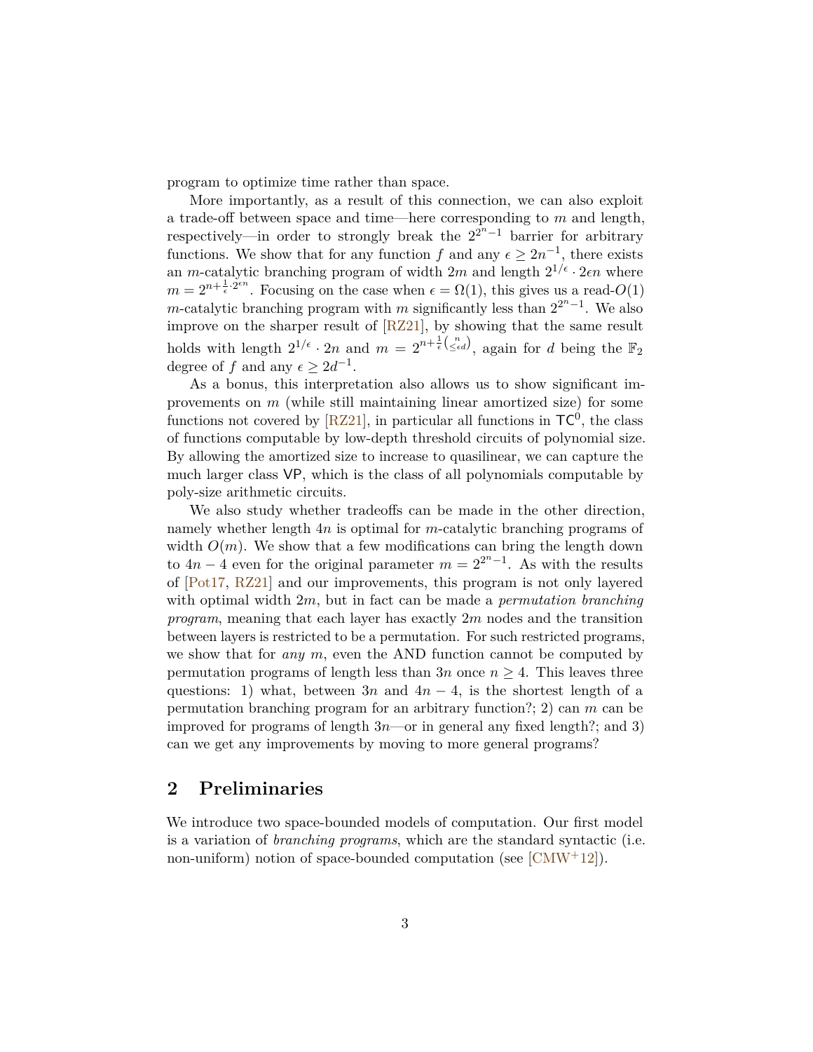program to optimize time rather than space.

More importantly, as a result of this connection, we can also exploit a trade-off between space and time—here corresponding to $m$ and length, respectively—in order to strongly break the $2^{2^n-1}$ barrier for arbitrary functions. We show that for any function $f$ and any $\epsilon \geq 2n^{-1}$, there exists an $m$-catalytic branching program of width $2m$ and length $2^{1/\epsilon} \cdot 2\epsilon n$ where $m = 2^{n+\frac{1}{\epsilon}\cdot 2^{\epsilon n}}$. Focusing on the case when $\epsilon = \Omega(1)$, this gives us a read-$O(1)$ $m$-catalytic branching program with $m$ significantly less than $2^{2^n-1}$. We also improve on the sharper result of [RZ21], by showing that the same result holds with length $2^{1/\epsilon} \cdot 2n$ and $m = 2^{n+\frac{1}{\epsilon}\binom{n}{\leq \epsilon d}}$, again for $d$ being the $\mathbb{F}_2$ degree of $f$ and any $\epsilon \geq 2d^{-1}$.

As a bonus, this interpretation also allows us to show significant improvements on $m$ (while still maintaining linear amortized size) for some functions not covered by [RZ21], in particular all functions in $\mathsf{TC}^0$, the class of functions computable by low-depth threshold circuits of polynomial size. By allowing the amortized size to increase to quasilinear, we can capture the much larger class $\mathsf{VP}$, which is the class of all polynomials computable by poly-size arithmetic circuits.

We also study whether tradeoffs can be made in the other direction, namely whether length $4n$ is optimal for $m$-catalytic branching programs of width $O(m)$. We show that a few modifications can bring the length down to $4n - 4$ even for the original parameter $m = 2^{2^n-1}$. As with the results of [Pot17, RZ21] and our improvements, this program is not only layered with optimal width $2m$, but in fact can be made a *permutation branching program*, meaning that each layer has exactly $2m$ nodes and the transition between layers is restricted to be a permutation. For such restricted programs, we show that for *any* $m$, even the AND function cannot be computed by permutation programs of length less than $3n$ once $n \geq 4$. This leaves three questions: 1) what, between $3n$ and $4n - 4$, is the shortest length of a permutation branching program for an arbitrary function?; 2) can $m$ can be improved for programs of length $3n$—or in general any fixed length?; and 3) can we get any improvements by moving to more general programs?

## 2 Preliminaries

We introduce two space-bounded models of computation. Our first model is a variation of *branching programs*, which are the standard syntactic (i.e. non-uniform) notion of space-bounded computation (see [CMW+12]).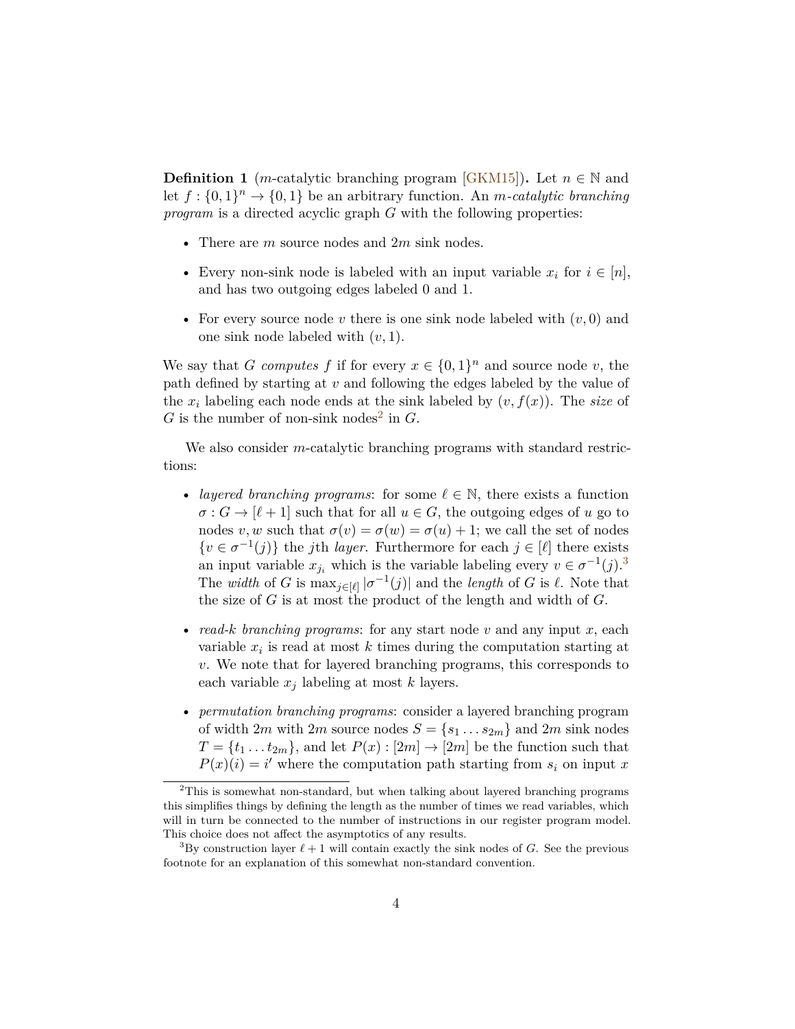**Definition 1** ($m$-catalytic branching program [GKM15]). Let $n \in \mathbb{N}$ and let $f : \{0,1\}^n \to \{0,1\}$ be an arbitrary function. An *$m$-catalytic branching program* is a directed acyclic graph $G$ with the following properties:

- There are $m$ source nodes and $2m$ sink nodes.
- Every non-sink node is labeled with an input variable $x_i$ for $i \in [n]$, and has two outgoing edges labeled 0 and 1.
- For every source node $v$ there is one sink node labeled with $(v, 0)$ and one sink node labeled with $(v, 1)$.

We say that $G$ *computes* $f$ if for every $x \in \{0,1\}^n$ and source node $v$, the path defined by starting at $v$ and following the edges labeled by the value of the $x_i$ labeling each node ends at the sink labeled by $(v, f(x))$. The *size* of $G$ is the number of non-sink nodes[2] in $G$.

We also consider $m$-catalytic branching programs with standard restrictions:

- *layered branching programs*: for some $\ell \in \mathbb{N}$, there exists a function $\sigma : G \to [\ell + 1]$ such that for all $u \in G$, the outgoing edges of $u$ go to nodes $v, w$ such that $\sigma(v) = \sigma(w) = \sigma(u) + 1$; we call the set of nodes $\{v \in \sigma^{-1}(j)\}$ the $j$th *layer*. Furthermore for each $j \in [\ell]$ there exists an input variable $x_{j_i}$ which is the variable labeling every $v \in \sigma^{-1}(j)$.[3] The *width* of $G$ is $\max_{j \in [\ell]} |\sigma^{-1}(j)|$ and the *length* of $G$ is $\ell$. Note that the size of $G$ is at most the product of the length and width of $G$.
- *read-$k$ branching programs*: for any start node $v$ and any input $x$, each variable $x_i$ is read at most $k$ times during the computation starting at $v$. We note that for layered branching programs, this corresponds to each variable $x_j$ labeling at most $k$ layers.
- *permutation branching programs*: consider a layered branching program of width $2m$ with $2m$ source nodes $S = \{s_1 \dots s_{2m}\}$ and $2m$ sink nodes $T = \{t_1 \dots t_{2m}\}$, and let $P(x) : [2m] \to [2m]$ be the function such that $P(x)(i) = i'$ where the computation path starting from $s_i$ on input $x$

---

[2] This is somewhat non-standard, but when talking about layered branching programs this simplifies things by defining the length as the number of times we read variables, which will in turn be connected to the number of instructions in our register program model. This choice does not affect the asymptotics of any results.

[3] By construction layer $\ell + 1$ will contain exactly the sink nodes of $G$. See the previous footnote for an explanation of this somewhat non-standard convention.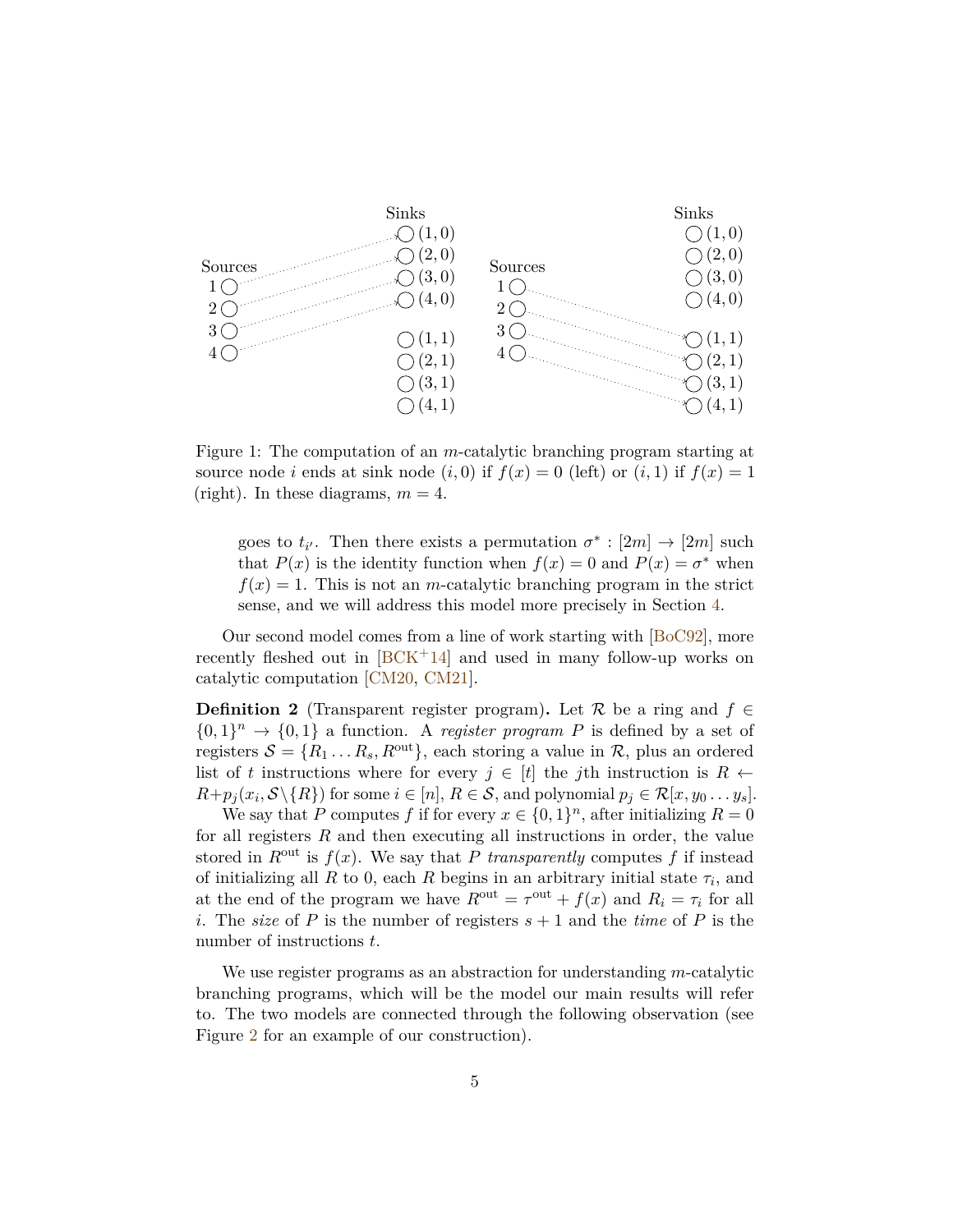Figure 1: The computation of an $m$-catalytic branching program starting at source node $i$ ends at sink node $(i, 0)$ if $f(x) = 0$ (left) or $(i, 1)$ if $f(x) = 1$ (right). In these diagrams, $m = 4$.

> goes to $t_{i'}$. Then there exists a permutation $\sigma^* : [2m] \to [2m]$ such that $P(x)$ is the identity function when $f(x) = 0$ and $P(x) = \sigma^*$ when $f(x) = 1$. This is not an $m$-catalytic branching program in the strict sense, and we will address this model more precisely in Section 4.

Our second model comes from a line of work starting with [BoC92], more recently fleshed out in [BCK+14] and used in many follow-up works on catalytic computation [CM20, CM21].

**Definition 2** (Transparent register program)**.** Let $\mathcal{R}$ be a ring and $f \in \{0,1\}^n \to \{0,1\}$ a function. A *register program* $P$ is defined by a set of registers $\mathcal{S} = \{R_1 \dots R_s, R^{\text{out}}\}$, each storing a value in $\mathcal{R}$, plus an ordered list of $t$ instructions where for every $j \in [t]$ the $j$th instruction is $R \leftarrow R + p_j(x_i, \mathcal{S} \setminus \{R\})$ for some $i \in [n]$, $R \in \mathcal{S}$, and polynomial $p_j \in \mathcal{R}[x, y_0 \dots y_s]$.

We say that $P$ computes $f$ if for every $x \in \{0,1\}^n$, after initializing $R = 0$ for all registers $R$ and then executing all instructions in order, the value stored in $R^{\text{out}}$ is $f(x)$. We say that $P$ *transparently* computes $f$ if instead of initializing all $R$ to 0, each $R$ begins in an arbitrary initial state $\tau_i$, and at the end of the program we have $R^{\text{out}} = \tau^{\text{out}} + f(x)$ and $R_i = \tau_i$ for all $i$. The *size* of $P$ is the number of registers $s + 1$ and the *time* of $P$ is the number of instructions $t$.

We use register programs as an abstraction for understanding $m$-catalytic branching programs, which will be the model our main results will refer to. The two models are connected through the following observation (see Figure 2 for an example of our construction).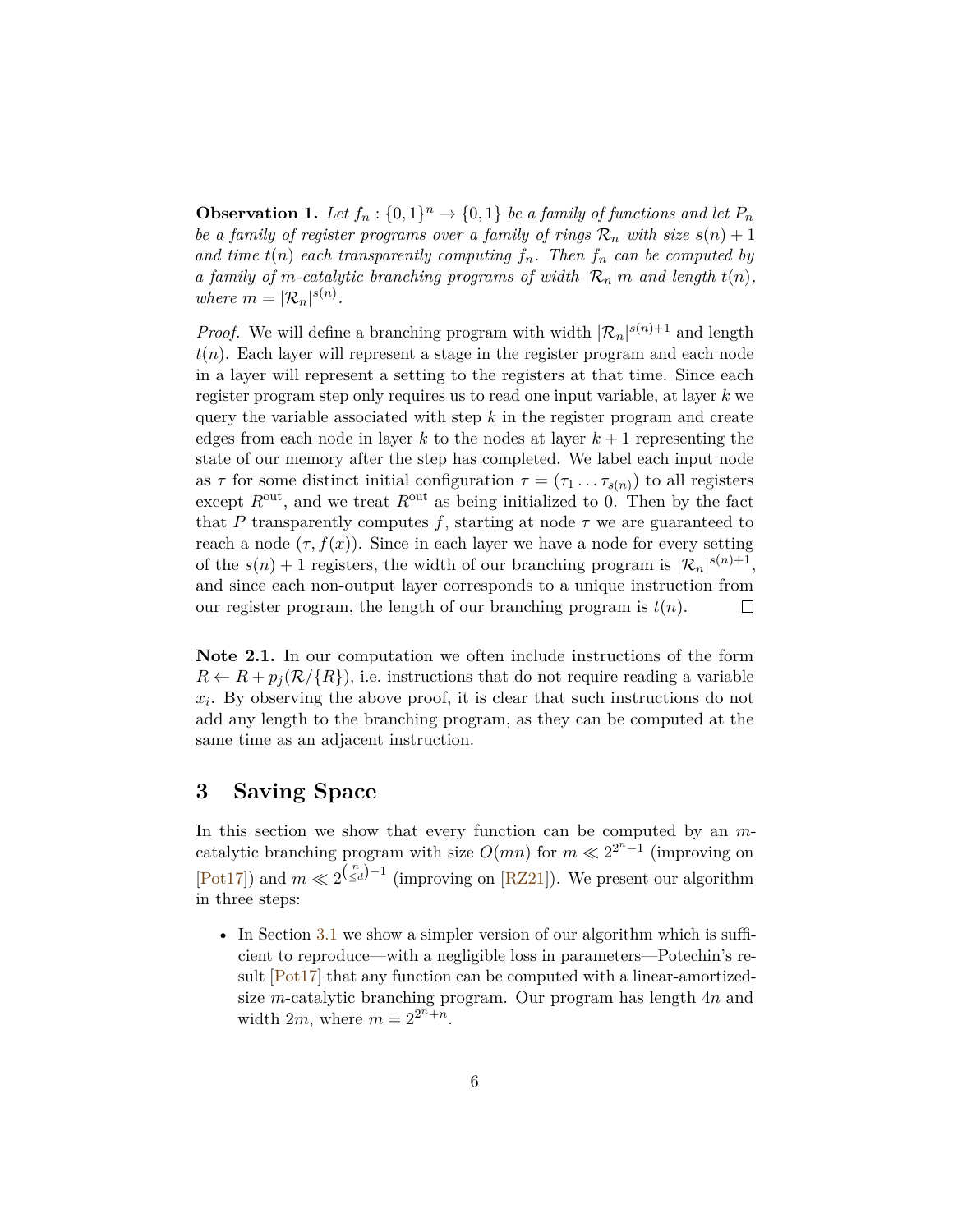**Observation 1.** *Let $f_n : \{0,1\}^n \to \{0,1\}$ be a family of functions and let $P_n$ be a family of register programs over a family of rings $\mathcal{R}_n$ with size $s(n)+1$ and time $t(n)$ each transparently computing $f_n$. Then $f_n$ can be computed by a family of $m$-catalytic branching programs of width $|\mathcal{R}_n|m$ and length $t(n)$, where $m = |\mathcal{R}_n|^{s(n)}$.*

*Proof.* We will define a branching program with width $|\mathcal{R}_n|^{s(n)+1}$ and length $t(n)$. Each layer will represent a stage in the register program and each node in a layer will represent a setting to the registers at that time. Since each register program step only requires us to read one input variable, at layer $k$ we query the variable associated with step $k$ in the register program and create edges from each node in layer $k$ to the nodes at layer $k+1$ representing the state of our memory after the step has completed. We label each input node as $\tau$ for some distinct initial configuration $\tau = (\tau_1 \dots \tau_{s(n)})$ to all registers except $R^{\text{out}}$, and we treat $R^{\text{out}}$ as being initialized to 0. Then by the fact that $P$ transparently computes $f$, starting at node $\tau$ we are guaranteed to reach a node $(\tau, f(x))$. Since in each layer we have a node for every setting of the $s(n)+1$ registers, the width of our branching program is $|\mathcal{R}_n|^{s(n)+1}$, and since each non-output layer corresponds to a unique instruction from our register program, the length of our branching program is $t(n)$. $\square$

**Note 2.1.** In our computation we often include instructions of the form $R \leftarrow R + p_j(\mathcal{R}/\{R\})$, i.e. instructions that do not require reading a variable $x_i$. By observing the above proof, it is clear that such instructions do not add any length to the branching program, as they can be computed at the same time as an adjacent instruction.

# 3 Saving Space

In this section we show that every function can be computed by an $m$-catalytic branching program with size $O(mn)$ for $m \ll 2^{2^n-1}$ (improving on [Pot17]) and $m \ll 2^{\binom{n}{\leq d}-1}$ (improving on [RZ21]). We present our algorithm in three steps:

- In Section 3.1 we show a simpler version of our algorithm which is sufficient to reproduce—with a negligible loss in parameters—Potechin's result [Pot17] that any function can be computed with a linear-amortized-size $m$-catalytic branching program. Our program has length $4n$ and width $2m$, where $m = 2^{2^n+n}$.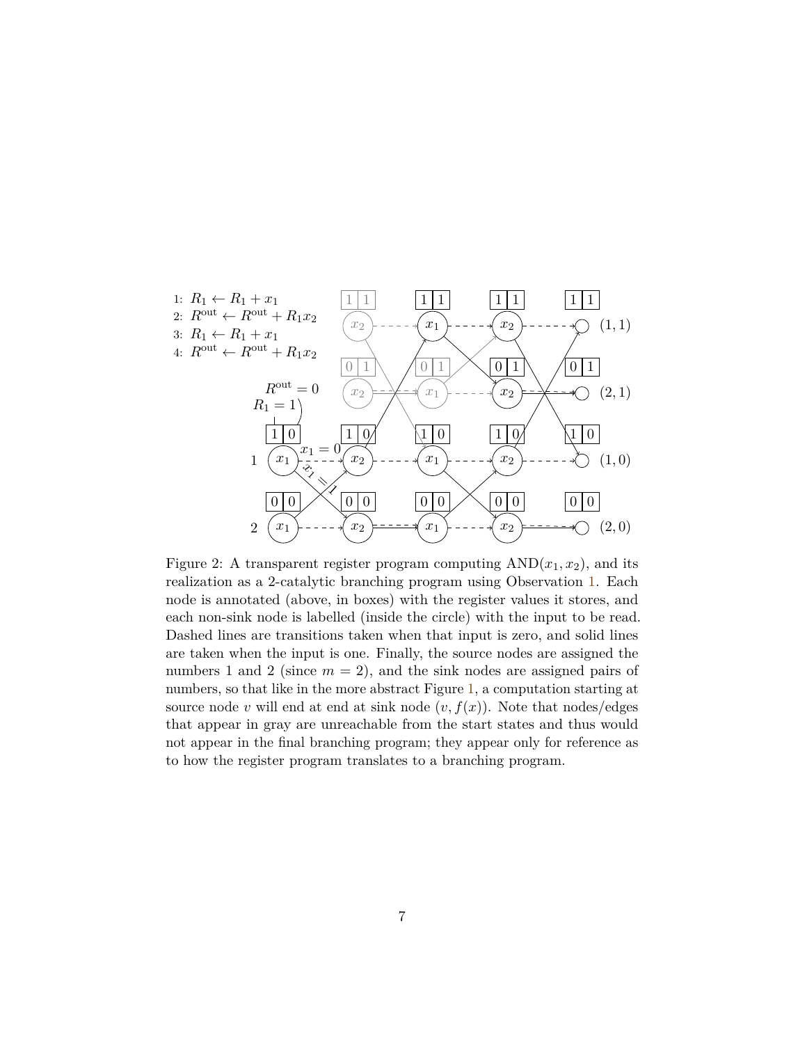1: $R_1 \leftarrow R_1 + x_1$
2: $R^{\text{out}} \leftarrow R^{\text{out}} + R_1 x_2$
3: $R_1 \leftarrow R_1 + x_1$
4: $R^{\text{out}} \leftarrow R^{\text{out}} + R_1 x_2$

Figure 2: A transparent register program computing $\text{AND}(x_1, x_2)$, and its realization as a 2-catalytic branching program using Observation 1. Each node is annotated (above, in boxes) with the register values it stores, and each non-sink node is labelled (inside the circle) with the input to be read. Dashed lines are transitions taken when that input is zero, and solid lines are taken when the input is one. Finally, the source nodes are assigned the numbers 1 and 2 (since $m = 2$), and the sink nodes are assigned pairs of numbers, so that like in the more abstract Figure 1, a computation starting at source node $v$ will end at end at sink node $(v, f(x))$. Note that nodes/edges that appear in gray are unreachable from the start states and thus would not appear in the final branching program; they appear only for reference as to how the register program translates to a branching program.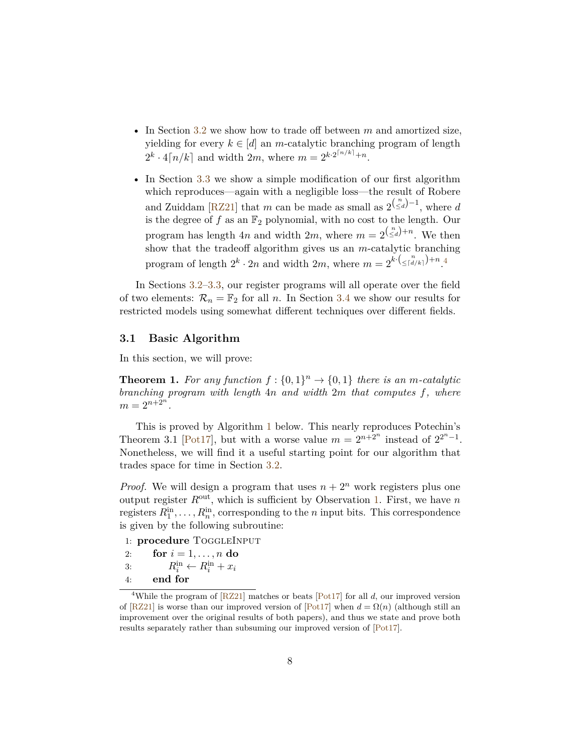- In Section 3.2 we show how to trade off between $m$ and amortized size, yielding for every $k \in [d]$ an $m$-catalytic branching program of length $2^k \cdot 4\lceil n/k \rceil$ and width $2m$, where $m = 2^{k \cdot 2^{\lceil n/k \rceil} + n}$.
- In Section 3.3 we show a simple modification of our first algorithm which reproduces—again with a negligible loss—the result of Robere and Zuiddam [RZ21] that $m$ can be made as small as $2^{\binom{n}{\leq d}-1}$, where $d$ is the degree of $f$ as an $\mathbb{F}_2$ polynomial, with no cost to the length. Our program has length $4n$ and width $2m$, where $m = 2^{\binom{n}{\leq d}+n}$. We then show that the tradeoff algorithm gives us an $m$-catalytic branching program of length $2^k \cdot 2n$ and width $2m$, where $m = 2^{k \cdot \binom{n}{\leq \lceil d/k \rceil}+n}$.[4]

In Sections 3.2–3.3, our register programs will all operate over the field of two elements: $\mathcal{R}_n = \mathbb{F}_2$ for all $n$. In Section 3.4 we show our results for restricted models using somewhat different techniques over different fields.

### 3.1 Basic Algorithm

In this section, we will prove:

**Theorem 1.** *For any function $f : \{0,1\}^n \to \{0,1\}$ there is an $m$-catalytic branching program with length $4n$ and width $2m$ that computes $f$, where $m = 2^{n+2^n}$.*

This is proved by Algorithm 1 below. This nearly reproduces Potechin's Theorem 3.1 [Pot17], but with a worse value $m = 2^{n+2^n}$ instead of $2^{2^n-1}$. Nonetheless, we will find it a useful starting point for our algorithm that trades space for time in Section 3.2.

*Proof.* We will design a program that uses $n + 2^n$ work registers plus one output register $R^{\text{out}}$, which is sufficient by Observation 1. First, we have $n$ registers $R_1^{\text{in}}, \ldots, R_n^{\text{in}}$, corresponding to the $n$ input bits. This correspondence is given by the following subroutine:

```
1: procedure ToggleInput
2:     for i = 1, ..., n do
3:         R_i^in ← R_i^in + x_i
4:     end for
```

[4]While the program of [RZ21] matches or beats [Pot17] for all $d$, our improved version of [RZ21] is worse than our improved version of [Pot17] when $d = \Omega(n)$ (although still an improvement over the original results of both papers), and thus we state and prove both results separately rather than subsuming our improved version of [Pot17].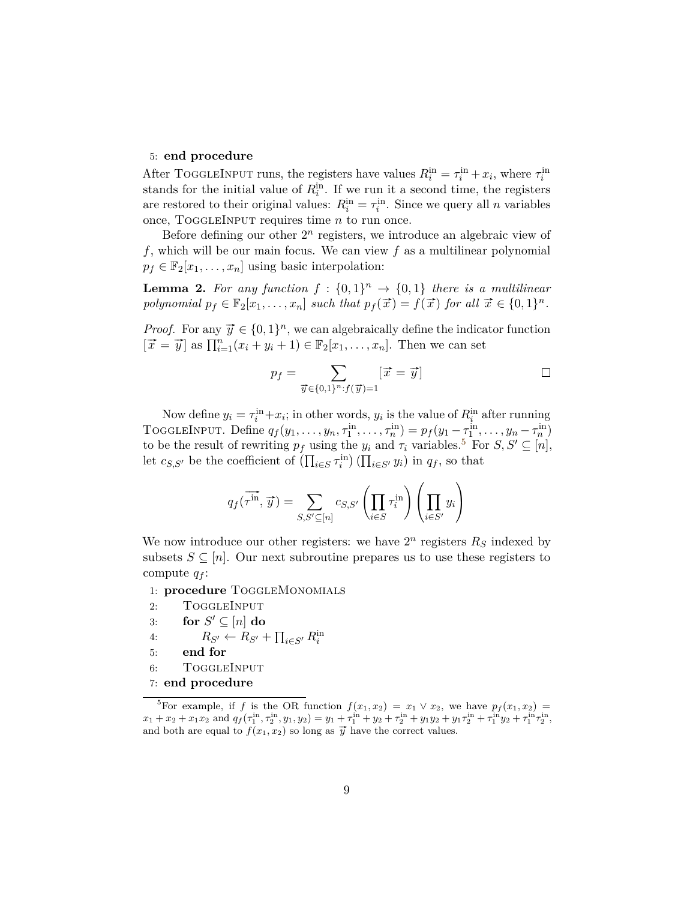5: **end procedure**

After ToggleInput runs, the registers have values $R_i^{\text{in}} = \tau_i^{\text{in}} + x_i$, where $\tau_i^{\text{in}}$ stands for the initial value of $R_i^{\text{in}}$. If we run it a second time, the registers are restored to their original values: $R_i^{\text{in}} = \tau_i^{\text{in}}$. Since we query all $n$ variables once, ToggleInput requires time $n$ to run once.

Before defining our other $2^n$ registers, we introduce an algebraic view of $f$, which will be our main focus. We can view $f$ as a multilinear polynomial $p_f \in \mathbb{F}_2[x_1, \ldots, x_n]$ using basic interpolation:

**Lemma 2.** *For any function $f : \{0,1\}^n \to \{0,1\}$ there is a multilinear polynomial $p_f \in \mathbb{F}_2[x_1, \ldots, x_n]$ such that $p_f(\vec{x}) = f(\vec{x})$ for all $\vec{x} \in \{0,1\}^n$.*

*Proof.* For any $\vec{y} \in \{0,1\}^n$, we can algebraically define the indicator function $[\vec{x} = \vec{y}]$ as $\prod_{i=1}^n (x_i + y_i + 1) \in \mathbb{F}_2[x_1, \ldots, x_n]$. Then we can set

$$p_f = \sum_{\vec{y} \in \{0,1\}^n : f(\vec{y}) = 1} [\vec{x} = \vec{y}]$$

□

Now define $y_i = \tau_i^{\text{in}} + x_i$; in other words, $y_i$ is the value of $R_i^{\text{in}}$ after running ToggleInput. Define $q_f(y_1, \ldots, y_n, \tau_1^{\text{in}}, \ldots, \tau_n^{\text{in}}) = p_f(y_1 - \tau_1^{\text{in}}, \ldots, y_n - \tau_n^{\text{in}})$ to be the result of rewriting $p_f$ using the $y_i$ and $\tau_i$ variables.[5] For $S, S' \subseteq [n]$, let $c_{S,S'}$ be the coefficient of $\left(\prod_{i \in S} \tau_i^{\text{in}}\right)\left(\prod_{i \in S'} y_i\right)$ in $q_f$, so that

$$q_f(\overrightarrow{\tau^{\text{in}}}, \vec{y}) = \sum_{S, S' \subseteq [n]} c_{S,S'} \left(\prod_{i \in S} \tau_i^{\text{in}}\right)\left(\prod_{i \in S'} y_i\right)$$

We now introduce our other registers: we have $2^n$ registers $R_S$ indexed by subsets $S \subseteq [n]$. Our next subroutine prepares us to use these registers to compute $q_f$:

1: **procedure** ToggleMonomials
2: ToggleInput
3: **for** $S' \subseteq [n]$ **do**
4: $R_{S'} \leftarrow R_{S'} + \prod_{i \in S'} R_i^{\text{in}}$
5: **end for**
6: ToggleInput
7: **end procedure**

[5] For example, if $f$ is the OR function $f(x_1, x_2) = x_1 \vee x_2$, we have $p_f(x_1, x_2) = x_1 + x_2 + x_1 x_2$ and $q_f(\tau_1^{\text{in}}, \tau_2^{\text{in}}, y_1, y_2) = y_1 + \tau_1^{\text{in}} + y_2 + \tau_2^{\text{in}} + y_1 y_2 + y_1 \tau_2^{\text{in}} + \tau_1^{\text{in}} y_2 + \tau_1^{\text{in}} \tau_2^{\text{in}}$, and both are equal to $f(x_1, x_2)$ so long as $\vec{y}$ have the correct values.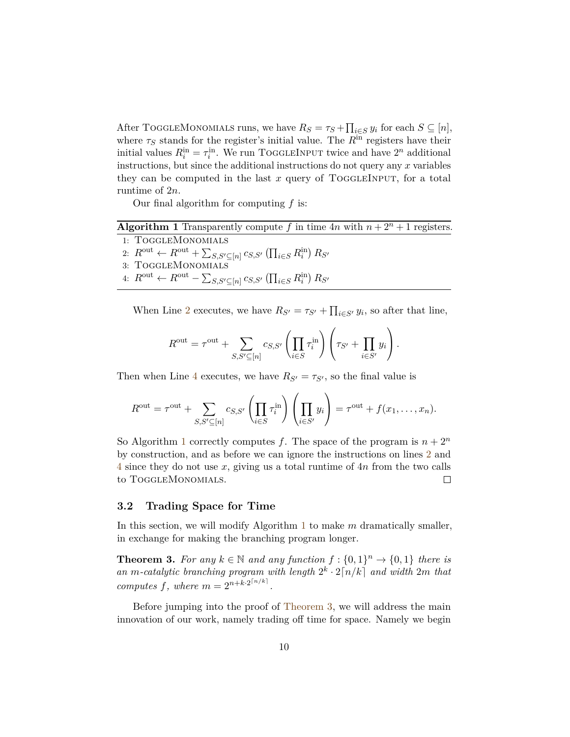After ToggleMonomials runs, we have $R_S = \tau_S + \prod_{i \in S} y_i$ for each $S \subseteq [n]$, where $\tau_S$ stands for the register's initial value. The $R^{\text{in}}$ registers have their initial values $R_i^{\text{in}} = \tau_i^{\text{in}}$. We run ToggleInput twice and have $2^n$ additional instructions, but since the additional instructions do not query any $x$ variables they can be computed in the last $x$ query of ToggleInput, for a total runtime of $2n$.

Our final algorithm for computing $f$ is:

**Algorithm 1** Transparently compute $f$ in time $4n$ with $n + 2^n + 1$ registers.

1: ToggleMonomials
2: $R^{\text{out}} \leftarrow R^{\text{out}} + \sum_{S,S' \subseteq [n]} c_{S,S'} \left(\prod_{i \in S} R_i^{\text{in}}\right) R_{S'}$
3: ToggleMonomials
4: $R^{\text{out}} \leftarrow R^{\text{out}} - \sum_{S,S' \subseteq [n]} c_{S,S'} \left(\prod_{i \in S} R_i^{\text{in}}\right) R_{S'}$

When Line 2 executes, we have $R_{S'} = \tau_{S'} + \prod_{i \in S'} y_i$, so after that line,

$$R^{\text{out}} = \tau^{\text{out}} + \sum_{S,S' \subseteq [n]} c_{S,S'} \left(\prod_{i \in S} \tau_i^{\text{in}}\right) \left(\tau_{S'} + \prod_{i \in S'} y_i\right).$$

Then when Line 4 executes, we have $R_{S'} = \tau_{S'}$, so the final value is

$$R^{\text{out}} = \tau^{\text{out}} + \sum_{S,S' \subseteq [n]} c_{S,S'} \left(\prod_{i \in S} \tau_i^{\text{in}}\right) \left(\prod_{i \in S'} y_i\right) = \tau^{\text{out}} + f(x_1, \ldots, x_n).$$

So Algorithm 1 correctly computes $f$. The space of the program is $n + 2^n$ by construction, and as before we can ignore the instructions on lines 2 and 4 since they do not use $x$, giving us a total runtime of $4n$ from the two calls to ToggleMonomials. $\square$

### 3.2 Trading Space for Time

In this section, we will modify Algorithm 1 to make $m$ dramatically smaller, in exchange for making the branching program longer.

**Theorem 3.** *For any $k \in \mathbb{N}$ and any function $f : \{0,1\}^n \to \{0,1\}$ there is an $m$-catalytic branching program with length $2^k \cdot 2\lceil n/k \rceil$ and width $2m$ that computes $f$, where $m = 2^{n + k \cdot 2^{\lceil n/k \rceil}}$.*

Before jumping into the proof of Theorem 3, we will address the main innovation of our work, namely trading off time for space. Namely we begin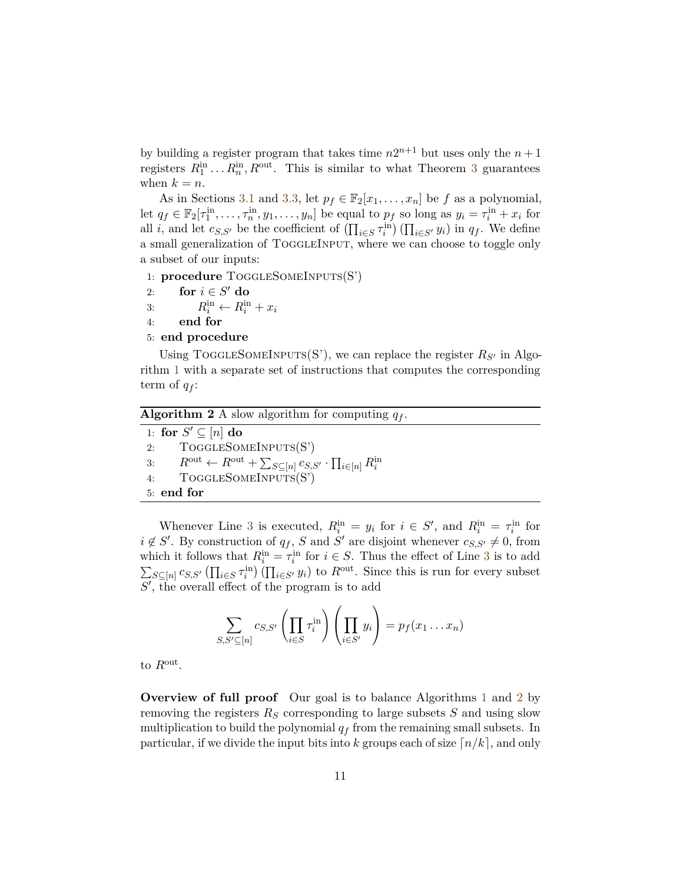by building a register program that takes time $n2^{n+1}$ but uses only the $n+1$ registers $R_1^{\text{in}} \ldots R_n^{\text{in}}, R^{\text{out}}$. This is similar to what Theorem 3 guarantees when $k = n$.

As in Sections 3.1 and 3.3, let $p_f \in \mathbb{F}_2[x_1, \ldots, x_n]$ be $f$ as a polynomial, let $q_f \in \mathbb{F}_2[\tau_1^{\text{in}}, \ldots, \tau_n^{\text{in}}, y_1, \ldots, y_n]$ be equal to $p_f$ so long as $y_i = \tau_i^{\text{in}} + x_i$ for all $i$, and let $c_{S,S'}$ be the coefficient of $\left(\prod_{i \in S} \tau_i^{\text{in}}\right)\left(\prod_{i \in S'} y_i\right)$ in $q_f$. We define a small generalization of ToggleInput, where we can choose to toggle only a subset of our inputs:

```
1: procedure ToggleSomeInputs(S')
2:     for i ∈ S' do
3:         R_i^in ← R_i^in + x_i
4:     end for
5: end procedure
```

Using ToggleSomeInputs(S'), we can replace the register $R_{S'}$ in Algorithm 1 with a separate set of instructions that computes the corresponding term of $q_f$:

**Algorithm 2** A slow algorithm for computing $q_f$.

```
1: for S' ⊆ [n] do
2:     ToggleSomeInputs(S')
3:     R^out ← R^out + Σ_{S⊆[n]} c_{S,S'} · Π_{i∈[n]} R_i^in
4:     ToggleSomeInputs(S')
5: end for
```

Whenever Line 3 is executed, $R_i^{\text{in}} = y_i$ for $i \in S'$, and $R_i^{\text{in}} = \tau_i^{\text{in}}$ for $i \notin S'$. By construction of $q_f$, $S$ and $S'$ are disjoint whenever $c_{S,S'} \neq 0$, from which it follows that $R_i^{\text{in}} = \tau_i^{\text{in}}$ for $i \in S$. Thus the effect of Line 3 is to add $\sum_{S \subseteq [n]} c_{S,S'} \left(\prod_{i \in S} \tau_i^{\text{in}}\right)\left(\prod_{i \in S'} y_i\right)$ to $R^{\text{out}}$. Since this is run for every subset $S'$, the overall effect of the program is to add

$$\sum_{S,S' \subseteq [n]} c_{S,S'} \left(\prod_{i \in S} \tau_i^{\text{in}}\right)\left(\prod_{i \in S'} y_i\right) = p_f(x_1 \ldots x_n)$$

to $R^{\text{out}}$.

**Overview of full proof** Our goal is to balance Algorithms 1 and 2 by removing the registers $R_S$ corresponding to large subsets $S$ and using slow multiplication to build the polynomial $q_f$ from the remaining small subsets. In particular, if we divide the input bits into $k$ groups each of size $\lceil n/k \rceil$, and only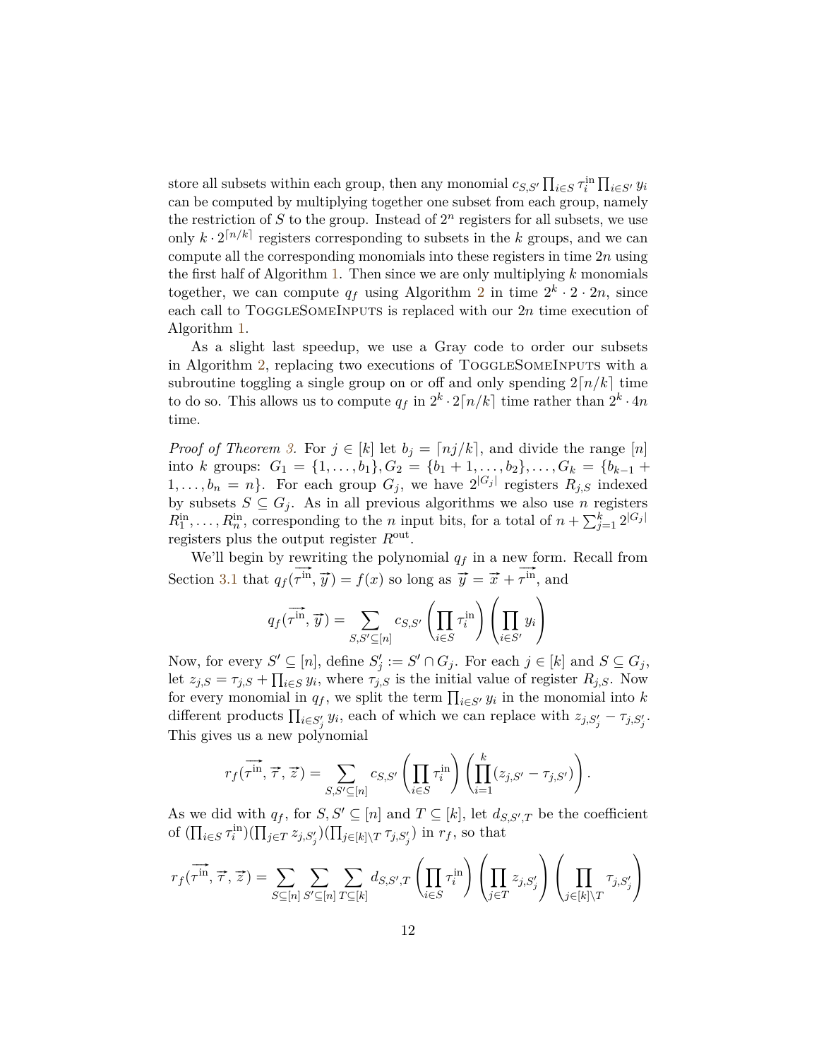store all subsets within each group, then any monomial $c_{S,S'} \prod_{i \in S} \tau_i^{\text{in}} \prod_{i \in S'} y_i$ can be computed by multiplying together one subset from each group, namely the restriction of $S$ to the group. Instead of $2^n$ registers for all subsets, we use only $k \cdot 2^{\lceil n/k \rceil}$ registers corresponding to subsets in the $k$ groups, and we can compute all the corresponding monomials into these registers in time $2n$ using the first half of Algorithm 1. Then since we are only multiplying $k$ monomials together, we can compute $q_f$ using Algorithm 2 in time $2^k \cdot 2 \cdot 2n$, since each call to ToggleSomeInputs is replaced with our $2n$ time execution of Algorithm 1.

As a slight last speedup, we use a Gray code to order our subsets in Algorithm 2, replacing two executions of ToggleSomeInputs with a subroutine toggling a single group on or off and only spending $2\lceil n/k \rceil$ time to do so. This allows us to compute $q_f$ in $2^k \cdot 2\lceil n/k \rceil$ time rather than $2^k \cdot 4n$ time.

*Proof of Theorem 3.* For $j \in [k]$ let $b_j = \lceil nj/k \rceil$, and divide the range $[n]$ into $k$ groups: $G_1 = \{1, \ldots, b_1\}, G_2 = \{b_1 + 1, \ldots, b_2\}, \ldots, G_k = \{b_{k-1} + 1, \ldots, b_n = n\}$. For each group $G_j$, we have $2^{|G_j|}$ registers $R_{j,S}$ indexed by subsets $S \subseteq G_j$. As in all previous algorithms we also use $n$ registers $R_1^{\text{in}}, \ldots, R_n^{\text{in}}$, corresponding to the $n$ input bits, for a total of $n + \sum_{j=1}^{k} 2^{|G_j|}$ registers plus the output register $R^{\text{out}}$.

We'll begin by rewriting the polynomial $q_f$ in a new form. Recall from Section 3.1 that $q_f(\overrightarrow{\tau^{\text{in}}}, \vec{y}) = f(x)$ so long as $\vec{y} = \vec{x} + \overrightarrow{\tau^{\text{in}}}$, and

$$q_f(\overrightarrow{\tau^{\text{in}}}, \vec{y}) = \sum_{S,S' \subseteq [n]} c_{S,S'} \left( \prod_{i \in S} \tau_i^{\text{in}} \right) \left( \prod_{i \in S'} y_i \right)$$

Now, for every $S' \subseteq [n]$, define $S'_j := S' \cap G_j$. For each $j \in [k]$ and $S \subseteq G_j$, let $z_{j,S} = \tau_{j,S} + \prod_{i \in S} y_i$, where $\tau_{j,S}$ is the initial value of register $R_{j,S}$. Now for every monomial in $q_f$, we split the term $\prod_{i \in S'} y_i$ in the monomial into $k$ different products $\prod_{i \in S'_j} y_i$, each of which we can replace with $z_{j,S'_j} - \tau_{j,S'_j}$. This gives us a new polynomial

$$r_f(\overrightarrow{\tau^{\text{in}}}, \vec{\tau}, \vec{z}) = \sum_{S,S' \subseteq [n]} c_{S,S'} \left( \prod_{i \in S} \tau_i^{\text{in}} \right) \left( \prod_{i=1}^{k} (z_{j,S'} - \tau_{j,S'}) \right).$$

As we did with $q_f$, for $S, S' \subseteq [n]$ and $T \subseteq [k]$, let $d_{S,S',T}$ be the coefficient of $(\prod_{i \in S} \tau_i^{\text{in}})(\prod_{j \in T} z_{j,S'_j})(\prod_{j \in [k] \setminus T} \tau_{j,S'_j})$ in $r_f$, so that

$$r_f(\overrightarrow{\tau^{\text{in}}}, \vec{\tau}, \vec{z}) = \sum_{S \subseteq [n]} \sum_{S' \subseteq [n]} \sum_{T \subseteq [k]} d_{S,S',T} \left( \prod_{i \in S} \tau_i^{\text{in}} \right) \left( \prod_{j \in T} z_{j,S'_j} \right) \left( \prod_{j \in [k] \setminus T} \tau_{j,S'_j} \right)$$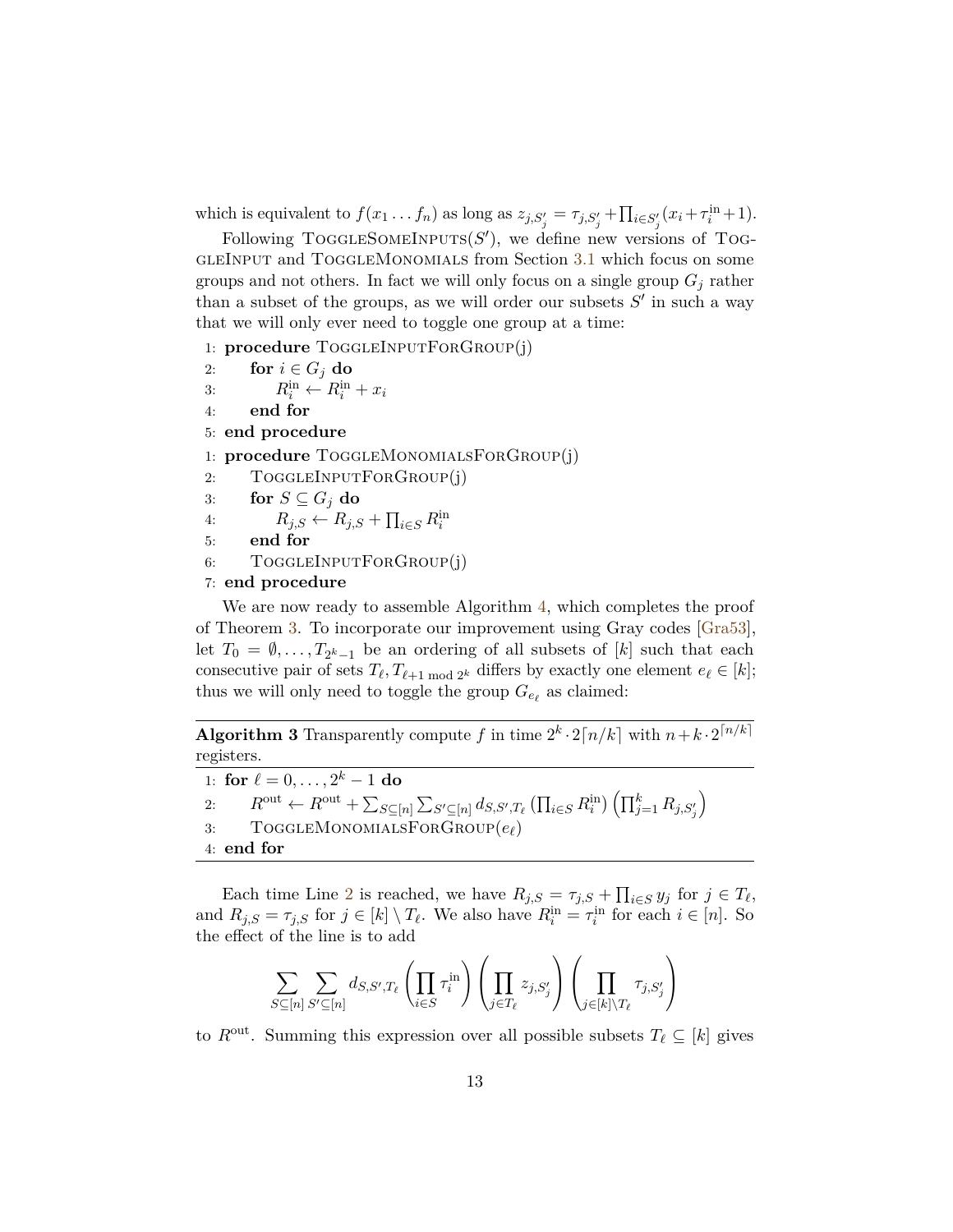which is equivalent to $f(x_1 \dots f_n)$ as long as $z_{j,S'_j} = \tau_{j,S'_j} + \prod_{i \in S'_j}(x_i + \tau_i^{\text{in}} + 1)$.

Following ToggleSomeInputs($S'$), we define new versions of ToggleInput and ToggleMonomials from Section 3.1 which focus on some groups and not others. In fact we will only focus on a single group $G_j$ rather than a subset of the groups, as we will order our subsets $S'$ in such a way that we will only ever need to toggle one group at a time:

```
1: procedure ToggleInputForGroup(j)
2:     for i ∈ G_j do
3:         R_i^in ← R_i^in + x_i
4:     end for
5: end procedure
```

```
1: procedure ToggleMonomialsForGroup(j)
2:     ToggleInputForGroup(j)
3:     for S ⊆ G_j do
4:         R_{j,S} ← R_{j,S} + ∏_{i∈S} R_i^in
5:     end for
6:     ToggleInputForGroup(j)
7: end procedure
```

We are now ready to assemble Algorithm 4, which completes the proof of Theorem 3. To incorporate our improvement using Gray codes [Gra53], let $T_0 = \emptyset, \dots, T_{2^k-1}$ be an ordering of all subsets of $[k]$ such that each consecutive pair of sets $T_\ell, T_{\ell+1 \bmod 2^k}$ differs by exactly one element $e_\ell \in [k]$; thus we will only need to toggle the group $G_{e_\ell}$ as claimed:

**Algorithm 3** Transparently compute $f$ in time $2^k \cdot 2\lceil n/k \rceil$ with $n + k \cdot 2^{\lceil n/k \rceil}$ registers.

```
1: for ℓ = 0, ..., 2^k − 1 do
2:     R^out ← R^out + Σ_{S⊆[n]} Σ_{S'⊆[n]} d_{S,S',T_ℓ} (∏_{i∈S} R_i^in) (∏_{j=1}^k R_{j,S'_j})
3:     ToggleMonomialsForGroup(e_ℓ)
4: end for
```

Each time Line 2 is reached, we have $R_{j,S} = \tau_{j,S} + \prod_{i \in S} y_j$ for $j \in T_\ell$, and $R_{j,S} = \tau_{j,S}$ for $j \in [k] \setminus T_\ell$. We also have $R_i^{\text{in}} = \tau_i^{\text{in}}$ for each $i \in [n]$. So the effect of the line is to add

$$\sum_{S \subseteq [n]} \sum_{S' \subseteq [n]} d_{S,S',T_\ell} \left( \prod_{i \in S} \tau_i^{\text{in}} \right) \left( \prod_{j \in T_\ell} z_{j,S'_j} \right) \left( \prod_{j \in [k] \setminus T_\ell} \tau_{j,S'_j} \right)$$

to $R^{\text{out}}$. Summing this expression over all possible subsets $T_\ell \subseteq [k]$ gives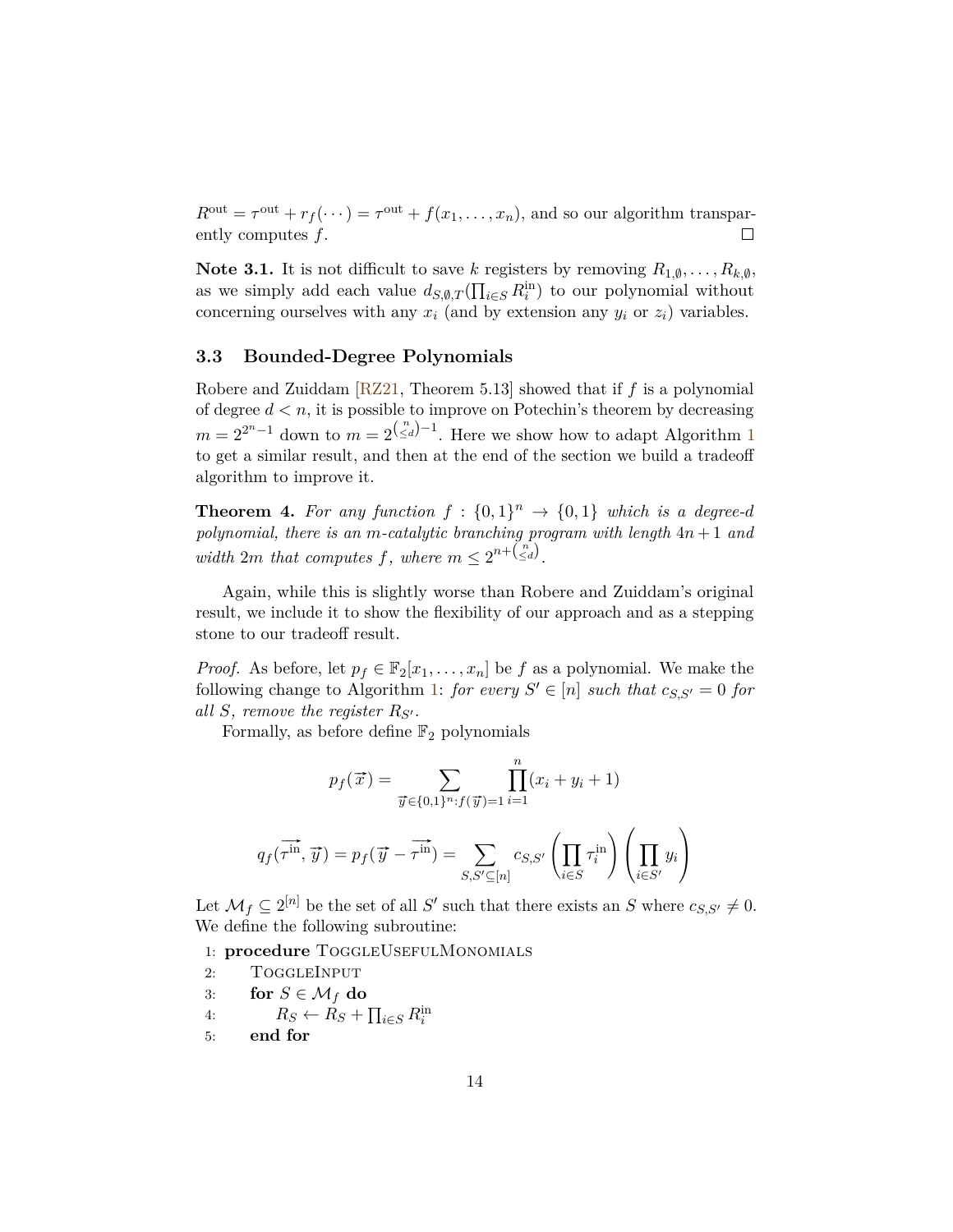$R^{\text{out}} = \tau^{\text{out}} + r_f(\cdots) = \tau^{\text{out}} + f(x_1, \ldots, x_n)$, and so our algorithm transparently computes $f$. ☐

**Note 3.1.** It is not difficult to save $k$ registers by removing $R_{1,\emptyset}, \ldots, R_{k,\emptyset}$, as we simply add each value $d_{S,\emptyset,T}(\prod_{i \in S} R_i^{\text{in}})$ to our polynomial without concerning ourselves with any $x_i$ (and by extension any $y_i$ or $z_i$) variables.

### 3.3 Bounded-Degree Polynomials

Robere and Zuiddam [RZ21, Theorem 5.13] showed that if $f$ is a polynomial of degree $d < n$, it is possible to improve on Potechin's theorem by decreasing $m = 2^{2^n - 1}$ down to $m = 2^{\binom{n}{\leq d} - 1}$. Here we show how to adapt Algorithm 1 to get a similar result, and then at the end of the section we build a tradeoff algorithm to improve it.

**Theorem 4.** *For any function $f : \{0,1\}^n \to \{0,1\}$ which is a degree-$d$ polynomial, there is an $m$-catalytic branching program with length $4n+1$ and width $2m$ that computes $f$, where $m \leq 2^{n + \binom{n}{\leq d}}$.*

Again, while this is slightly worse than Robere and Zuiddam's original result, we include it to show the flexibility of our approach and as a stepping stone to our tradeoff result.

*Proof.* As before, let $p_f \in \mathbb{F}_2[x_1, \ldots, x_n]$ be $f$ as a polynomial. We make the following change to Algorithm 1: *for every $S' \in [n]$ such that $c_{S,S'} = 0$ for all $S$, remove the register $R_{S'}$.*

Formally, as before define $\mathbb{F}_2$ polynomials

$$p_f(\vec{x}) = \sum_{\vec{y} \in \{0,1\}^n : f(\vec{y}) = 1} \prod_{i=1}^{n} (x_i + y_i + 1)$$

$$q_f(\overrightarrow{\tau^{\text{in}}}, \vec{y}) = p_f(\vec{y} - \overrightarrow{\tau^{\text{in}}}) = \sum_{S, S' \subseteq [n]} c_{S,S'} \left( \prod_{i \in S} \tau_i^{\text{in}} \right) \left( \prod_{i \in S'} y_i \right)$$

Let $\mathcal{M}_f \subseteq 2^{[n]}$ be the set of all $S'$ such that there exists an $S$ where $c_{S,S'} \neq 0$. We define the following subroutine:

```
1: procedure ToggleUsefulMonomials
2:     ToggleInput
3:     for S ∈ M_f do
4:         R_S ← R_S + ∏_{i∈S} R_i^in
5:     end for
```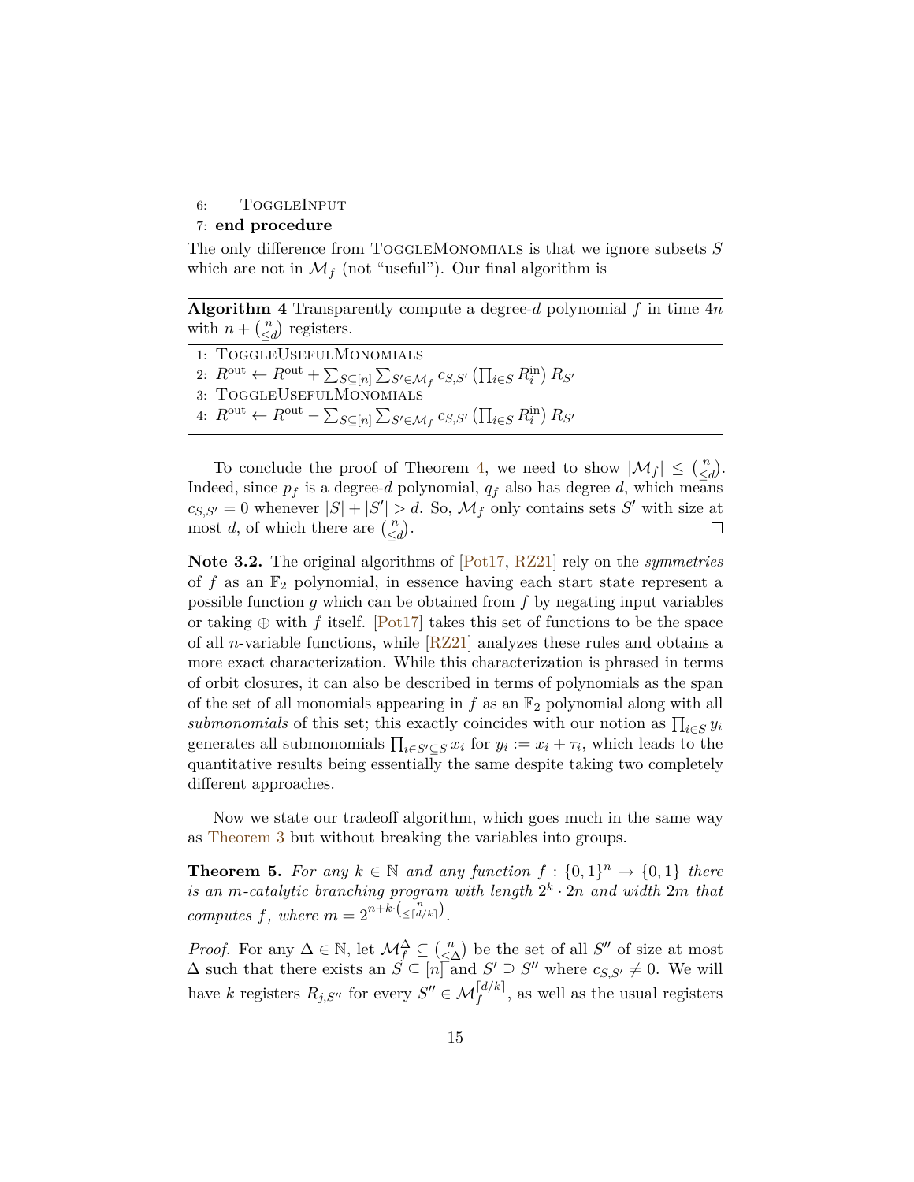6: ToggleInput

7: **end procedure**

The only difference from ToggleMonomials is that we ignore subsets $S$ which are not in $\mathcal{M}_f$ (not "useful"). Our final algorithm is

**Algorithm 4** Transparently compute a degree-$d$ polynomial $f$ in time $4n$ with $n + \binom{n}{\leq d}$ registers.

1: ToggleUsefulMonomials

2: $R^{\text{out}} \leftarrow R^{\text{out}} + \sum_{S \subseteq [n]} \sum_{S' \in \mathcal{M}_f} c_{S,S'} \left(\prod_{i \in S} R_i^{\text{in}}\right) R_{S'}$

3: ToggleUsefulMonomials

4: $R^{\text{out}} \leftarrow R^{\text{out}} - \sum_{S \subseteq [n]} \sum_{S' \in \mathcal{M}_f} c_{S,S'} \left(\prod_{i \in S} R_i^{\text{in}}\right) R_{S'}$

To conclude the proof of Theorem 4, we need to show $|\mathcal{M}_f| \leq \binom{n}{\leq d}$. Indeed, since $p_f$ is a degree-$d$ polynomial, $q_f$ also has degree $d$, which means $c_{S,S'} = 0$ whenever $|S| + |S'| > d$. So, $\mathcal{M}_f$ only contains sets $S'$ with size at most $d$, of which there are $\binom{n}{\leq d}$. ◻

**Note 3.2.** The original algorithms of [Pot17, RZ21] rely on the *symmetries* of $f$ as an $\mathbb{F}_2$ polynomial, in essence having each start state represent a possible function $g$ which can be obtained from $f$ by negating input variables or taking $\oplus$ with $f$ itself. [Pot17] takes this set of functions to be the space of all $n$-variable functions, while [RZ21] analyzes these rules and obtains a more exact characterization. While this characterization is phrased in terms of orbit closures, it can also be described in terms of polynomials as the span of the set of all monomials appearing in $f$ as an $\mathbb{F}_2$ polynomial along with all *submonomials* of this set; this exactly coincides with our notion as $\prod_{i \in S} y_i$ generates all submonomials $\prod_{i \in S' \subseteq S} x_i$ for $y_i := x_i + \tau_i$, which leads to the quantitative results being essentially the same despite taking two completely different approaches.

Now we state our tradeoff algorithm, which goes much in the same way as Theorem 3 but without breaking the variables into groups.

**Theorem 5.** *For any $k \in \mathbb{N}$ and any function $f : \{0,1\}^n \to \{0,1\}$ there is an $m$-catalytic branching program with length $2^k \cdot 2n$ and width $2m$ that computes $f$, where $m = 2^{n + k \cdot \binom{n}{\leq \lceil d/k \rceil}}$.*

*Proof.* For any $\Delta \in \mathbb{N}$, let $\mathcal{M}_f^{\Delta} \subseteq \binom{n}{\leq \Delta}$ be the set of all $S''$ of size at most $\Delta$ such that there exists an $S \subseteq [n]$ and $S' \supseteq S''$ where $c_{S,S'} \neq 0$. We will have $k$ registers $R_{j,S''}$ for every $S'' \in \mathcal{M}_f^{\lceil d/k \rceil}$, as well as the usual registers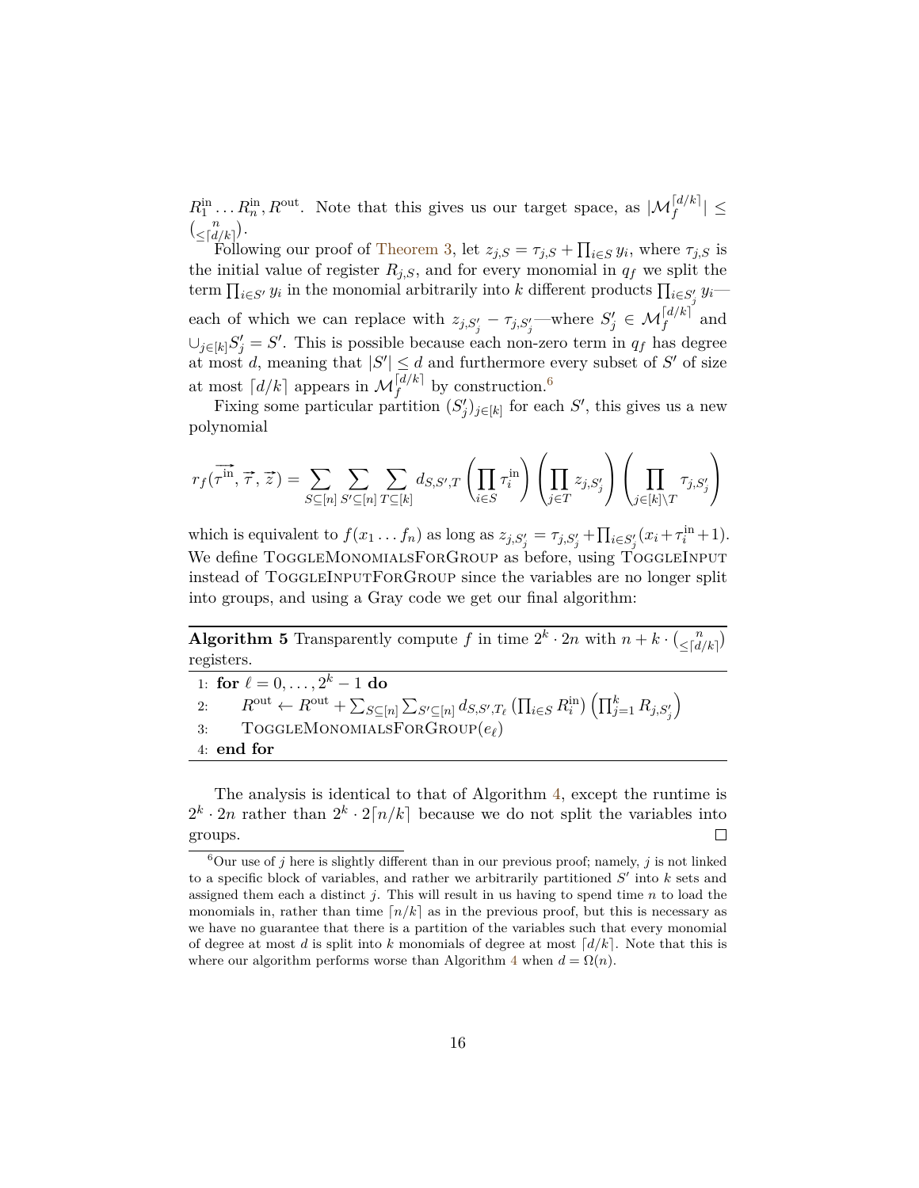$R_1^{\text{in}} \dots R_n^{\text{in}}, R^{\text{out}}$. Note that this gives us our target space, as $|\mathcal{M}_f^{\lceil d/k \rceil}| \leq \binom{n}{\leq \lceil d/k \rceil}$.

Following our proof of Theorem 3, let $z_{j,S} = \tau_{j,S} + \prod_{i \in S} y_i$, where $\tau_{j,S}$ is the initial value of register $R_{j,S}$, and for every monomial in $q_f$ we split the term $\prod_{i \in S'} y_i$ in the monomial arbitrarily into $k$ different products $\prod_{i \in S'_j} y_i$—each of which we can replace with $z_{j,S'_j} - \tau_{j,S'_j}$—where $S'_j \in \mathcal{M}_f^{\lceil d/k \rceil}$ and $\cup_{j \in [k]} S'_j = S'$. This is possible because each non-zero term in $q_f$ has degree at most $d$, meaning that $|S'| \leq d$ and furthermore every subset of $S'$ of size at most $\lceil d/k \rceil$ appears in $\mathcal{M}_f^{\lceil d/k \rceil}$ by construction.[6]

Fixing some particular partition $(S'_j)_{j \in [k]}$ for each $S'$, this gives us a new polynomial

$$r_f(\overrightarrow{\tau^{\text{in}}}, \vec{\tau}, \vec{z}) = \sum_{S \subseteq [n]} \sum_{S' \subseteq [n]} \sum_{T \subseteq [k]} d_{S,S',T} \left( \prod_{i \in S} \tau_i^{\text{in}} \right) \left( \prod_{j \in T} z_{j,S'_j} \right) \left( \prod_{j \in [k] \setminus T} \tau_{j,S'_j} \right)$$

which is equivalent to $f(x_1 \dots f_n)$ as long as $z_{j,S'_j} = \tau_{j,S'_j} + \prod_{i \in S'_j} (x_i + \tau_i^{\text{in}} + 1)$. We define ToggleMonomialsForGroup as before, using ToggleInput instead of ToggleInputForGroup since the variables are no longer split into groups, and using a Gray code we get our final algorithm:

---

**Algorithm 5** Transparently compute $f$ in time $2^k \cdot 2n$ with $n + k \cdot \binom{n}{\leq \lceil d/k \rceil}$ registers.

---

```
1: for ℓ = 0, ..., 2^k − 1 do
2:     R^out ← R^out + Σ_{S⊆[n]} Σ_{S'⊆[n]} d_{S,S',T_ℓ} (Π_{i∈S} R_i^in) (Π_{j=1}^k R_{j,S'_j})
3:     ToggleMonomialsForGroup(e_ℓ)
4: end for
```

1: **for** $\ell = 0, \dots, 2^k - 1$ **do**
2: $\quad R^{\text{out}} \leftarrow R^{\text{out}} + \sum_{S \subseteq [n]} \sum_{S' \subseteq [n]} d_{S,S',T_\ell} \left( \prod_{i \in S} R_i^{\text{in}} \right) \left( \prod_{j=1}^{k} R_{j,S'_j} \right)$
3: $\quad$ ToggleMonomialsForGroup($e_\ell$)
4: **end for**

---

The analysis is identical to that of Algorithm 4, except the runtime is $2^k \cdot 2n$ rather than $2^k \cdot 2\lceil n/k \rceil$ because we do not split the variables into groups. □

---

[6] Our use of $j$ here is slightly different than in our previous proof; namely, $j$ is not linked to a specific block of variables, and rather we arbitrarily partitioned $S'$ into $k$ sets and assigned them each a distinct $j$. This will result in us having to spend time $n$ to load the monomials in, rather than time $\lceil n/k \rceil$ as in the previous proof, but this is necessary as we have no guarantee that there is a partition of the variables such that every monomial of degree at most $d$ is split into $k$ monomials of degree at most $\lceil d/k \rceil$. Note that this is where our algorithm performs worse than Algorithm 4 when $d = \Omega(n)$.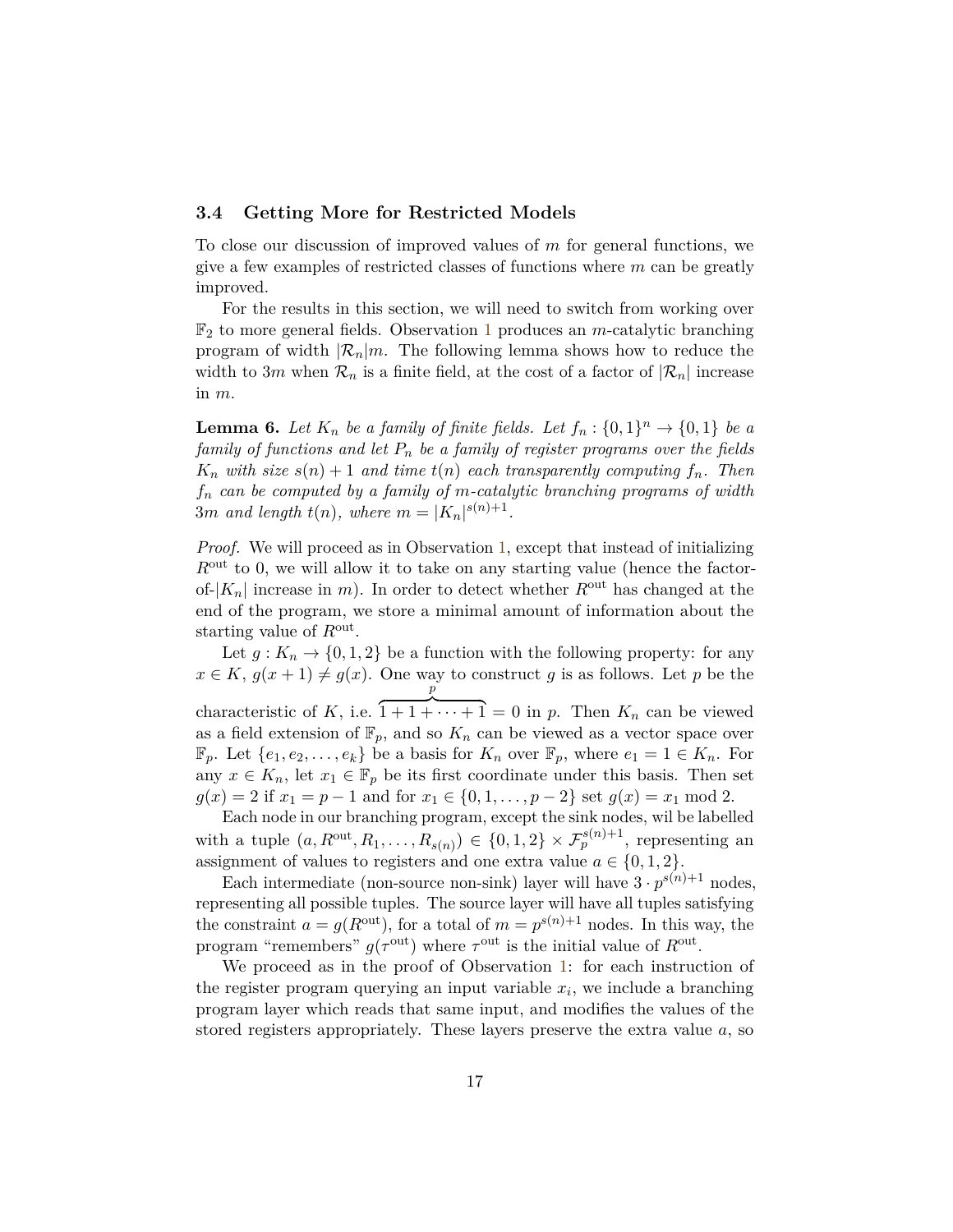### 3.4 Getting More for Restricted Models

To close our discussion of improved values of $m$ for general functions, we give a few examples of restricted classes of functions where $m$ can be greatly improved.

For the results in this section, we will need to switch from working over $\mathbb{F}_2$ to more general fields. Observation 1 produces an $m$-catalytic branching program of width $|\mathcal{R}_n|m$. The following lemma shows how to reduce the width to $3m$ when $\mathcal{R}_n$ is a finite field, at the cost of a factor of $|\mathcal{R}_n|$ increase in $m$.

**Lemma 6.** *Let $K_n$ be a family of finite fields. Let $f_n : \{0,1\}^n \to \{0,1\}$ be a family of functions and let $P_n$ be a family of register programs over the fields $K_n$ with size $s(n)+1$ and time $t(n)$ each transparently computing $f_n$. Then $f_n$ can be computed by a family of $m$-catalytic branching programs of width $3m$ and length $t(n)$, where $m = |K_n|^{s(n)+1}$.*

*Proof.* We will proceed as in Observation 1, except that instead of initializing $R^{\text{out}}$ to 0, we will allow it to take on any starting value (hence the factor-of-$|K_n|$ increase in $m$). In order to detect whether $R^{\text{out}}$ has changed at the end of the program, we store a minimal amount of information about the starting value of $R^{\text{out}}$.

Let $g : K_n \to \{0,1,2\}$ be a function with the following property: for any $x \in K$, $g(x+1) \neq g(x)$. One way to construct $g$ is as follows. Let $p$ be the characteristic of $K$, i.e. $\overbrace{1+1+\cdots+1}^{p} = 0$ in $p$. Then $K_n$ can be viewed as a field extension of $\mathbb{F}_p$, and so $K_n$ can be viewed as a vector space over $\mathbb{F}_p$. Let $\{e_1, e_2, \ldots, e_k\}$ be a basis for $K_n$ over $\mathbb{F}_p$, where $e_1 = 1 \in K_n$. For any $x \in K_n$, let $x_1 \in \mathbb{F}_p$ be its first coordinate under this basis. Then set $g(x) = 2$ if $x_1 = p-1$ and for $x_1 \in \{0,1,\ldots,p-2\}$ set $g(x) = x_1 \bmod 2$.

Each node in our branching program, except the sink nodes, wil be labelled with a tuple $(a, R^{\text{out}}, R_1, \ldots, R_{s(n)}) \in \{0,1,2\} \times \mathcal{F}_p^{s(n)+1}$, representing an assignment of values to registers and one extra value $a \in \{0,1,2\}$.

Each intermediate (non-source non-sink) layer will have $3 \cdot p^{s(n)+1}$ nodes, representing all possible tuples. The source layer will have all tuples satisfying the constraint $a = g(R^{\text{out}})$, for a total of $m = p^{s(n)+1}$ nodes. In this way, the program "remembers" $g(\tau^{\text{out}})$ where $\tau^{\text{out}}$ is the initial value of $R^{\text{out}}$.

We proceed as in the proof of Observation 1: for each instruction of the register program querying an input variable $x_i$, we include a branching program layer which reads that same input, and modifies the values of the stored registers appropriately. These layers preserve the extra value $a$, so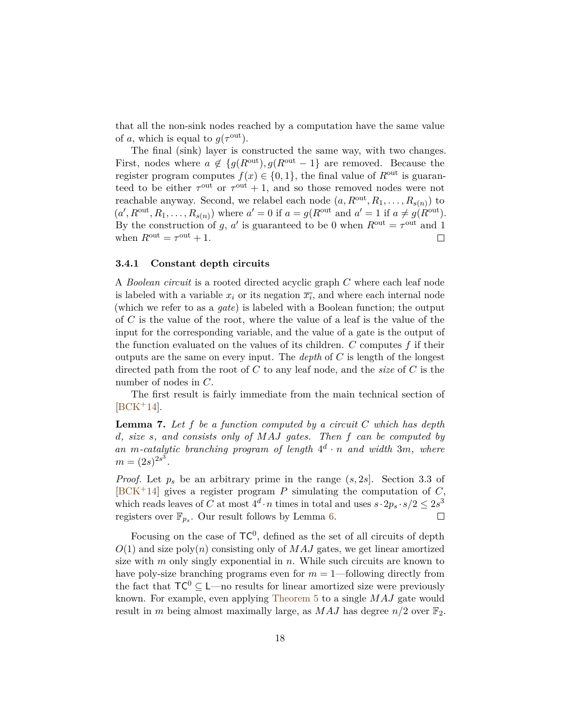that all the non-sink nodes reached by a computation have the same value of $a$, which is equal to $g(\tau^{\text{out}})$.

The final (sink) layer is constructed the same way, with two changes. First, nodes where $a \notin \{g(R^{\text{out}}), g(R^{\text{out}} - 1\}$ are removed. Because the register program computes $f(x) \in \{0, 1\}$, the final value of $R^{\text{out}}$ is guaranteed to be either $\tau^{\text{out}}$ or $\tau^{\text{out}} + 1$, and so those removed nodes were not reachable anyway. Second, we relabel each node $(a, R^{\text{out}}, R_1, \ldots, R_{s(n)})$ to $(a', R^{\text{out}}, R_1, \ldots, R_{s(n)})$ where $a' = 0$ if $a = g(R^{\text{out}}$ and $a' = 1$ if $a \neq g(R^{\text{out}})$. By the construction of $g$, $a'$ is guaranteed to be 0 when $R^{\text{out}} = \tau^{\text{out}}$ and 1 when $R^{\text{out}} = \tau^{\text{out}} + 1$. $\square$

### 3.4.1 Constant depth circuits

A *Boolean circuit* is a rooted directed acyclic graph $C$ where each leaf node is labeled with a variable $x_i$ or its negation $\overline{x_i}$, and where each internal node (which we refer to as a *gate*) is labeled with a Boolean function; the output of $C$ is the value of the root, where the value of a leaf is the value of the input for the corresponding variable, and the value of a gate is the output of the function evaluated on the values of its children. $C$ computes $f$ if their outputs are the same on every input. The *depth* of $C$ is length of the longest directed path from the root of $C$ to any leaf node, and the *size* of $C$ is the number of nodes in $C$.

The first result is fairly immediate from the main technical section of [BCK+14].

**Lemma 7.** *Let $f$ be a function computed by a circuit $C$ which has depth $d$, size $s$, and consists only of $MAJ$ gates. Then $f$ can be computed by an $m$-catalytic branching program of length $4^d \cdot n$ and width $3m$, where $m = (2s)^{2s^3}$.*

*Proof.* Let $p_s$ be an arbitrary prime in the range $(s, 2s]$. Section 3.3 of [BCK+14] gives a register program $P$ simulating the computation of $C$, which reads leaves of $C$ at most $4^d \cdot n$ times in total and uses $s \cdot 2p_s \cdot s/2 \leq 2s^3$ registers over $\mathbb{F}_{p_s}$. Our result follows by Lemma 6. $\square$

Focusing on the case of $\mathsf{TC}^0$, defined as the set of all circuits of depth $O(1)$ and size $\text{poly}(n)$ consisting only of $MAJ$ gates, we get linear amortized size with $m$ only singly exponential in $n$. While such circuits are known to have poly-size branching programs even for $m = 1$—following directly from the fact that $\mathsf{TC}^0 \subseteq \mathsf{L}$—no results for linear amortized size were previously known. For example, even applying Theorem 5 to a single $MAJ$ gate would result in $m$ being almost maximally large, as $MAJ$ has degree $n/2$ over $\mathbb{F}_2$.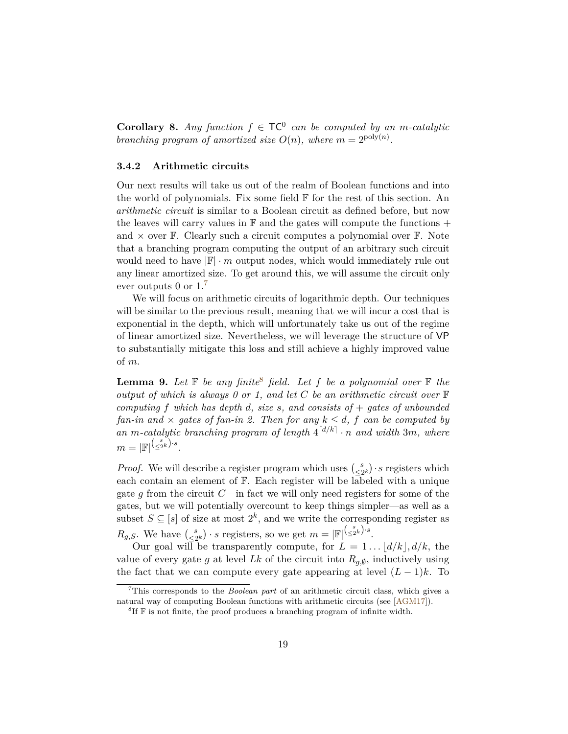**Corollary 8.** *Any function $f \in \mathsf{TC}^0$ can be computed by an $m$-catalytic branching program of amortized size $O(n)$, where $m = 2^{\text{poly}(n)}$.*

### 3.4.2 Arithmetic circuits

Our next results will take us out of the realm of Boolean functions and into the world of polynomials. Fix some field $\mathbb{F}$ for the rest of this section. An *arithmetic circuit* is similar to a Boolean circuit as defined before, but now the leaves will carry values in $\mathbb{F}$ and the gates will compute the functions $+$ and $\times$ over $\mathbb{F}$. Clearly such a circuit computes a polynomial over $\mathbb{F}$. Note that a branching program computing the output of an arbitrary such circuit would need to have $|\mathbb{F}| \cdot m$ output nodes, which would immediately rule out any linear amortized size. To get around this, we will assume the circuit only ever outputs 0 or 1.[7]

We will focus on arithmetic circuits of logarithmic depth. Our techniques will be similar to the previous result, meaning that we will incur a cost that is exponential in the depth, which will unfortunately take us out of the regime of linear amortized size. Nevertheless, we will leverage the structure of $\mathsf{VP}$ to substantially mitigate this loss and still achieve a highly improved value of $m$.

**Lemma 9.** *Let $\mathbb{F}$ be any finite[8] field. Let $f$ be a polynomial over $\mathbb{F}$ the output of which is always 0 or 1, and let $C$ be an arithmetic circuit over $\mathbb{F}$ computing $f$ which has depth $d$, size $s$, and consists of $+$ gates of unbounded fan-in and $\times$ gates of fan-in 2. Then for any $k \leq d$, $f$ can be computed by an $m$-catalytic branching program of length $4^{\lceil d/k \rceil} \cdot n$ and width $3m$, where $m = |\mathbb{F}|^{\binom{s}{\leq 2^k} \cdot s}$.*

*Proof.* We will describe a register program which uses $\binom{s}{\leq 2^k} \cdot s$ registers which each contain an element of $\mathbb{F}$. Each register will be labeled with a unique gate $g$ from the circuit $C$—in fact we will only need registers for some of the gates, but we will potentially overcount to keep things simpler—as well as a subset $S \subseteq [s]$ of size at most $2^k$, and we write the corresponding register as $R_{g,S}$. We have $\binom{s}{\leq 2^k} \cdot s$ registers, so we get $m = |\mathbb{F}|^{\binom{s}{\leq 2^k} \cdot s}$.

Our goal will be transparently compute, for $L = 1 \ldots \lfloor d/k \rfloor, d/k$, the value of every gate $g$ at level $Lk$ of the circuit into $R_{g,\emptyset}$, inductively using the fact that we can compute every gate appearing at level $(L-1)k$. To

[7] This corresponds to the *Boolean part* of an arithmetic circuit class, which gives a natural way of computing Boolean functions with arithmetic circuits (see [AGM17]).

[8] If $\mathbb{F}$ is not finite, the proof produces a branching program of infinite width.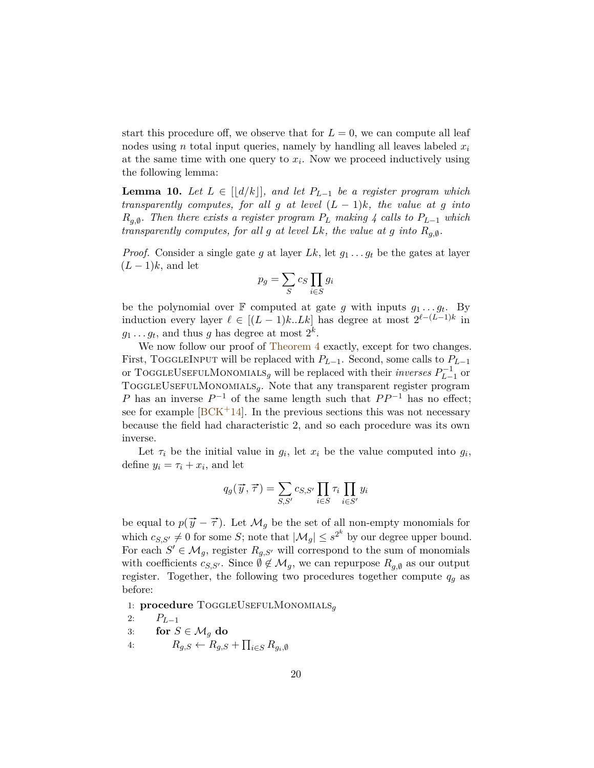start this procedure off, we observe that for $L = 0$, we can compute all leaf nodes using $n$ total input queries, namely by handling all leaves labeled $x_i$ at the same time with one query to $x_i$. Now we proceed inductively using the following lemma:

**Lemma 10.** *Let $L \in [\lfloor d/k \rfloor]$, and let $P_{L-1}$ be a register program which transparently computes, for all $g$ at level $(L-1)k$, the value at $g$ into $R_{g,\emptyset}$. Then there exists a register program $P_L$ making 4 calls to $P_{L-1}$ which transparently computes, for all $g$ at level $Lk$, the value at $g$ into $R_{g,\emptyset}$.*

*Proof.* Consider a single gate $g$ at layer $Lk$, let $g_1 \ldots g_t$ be the gates at layer $(L-1)k$, and let

$$p_g = \sum_S c_S \prod_{i \in S} g_i$$

be the polynomial over $\mathbb{F}$ computed at gate $g$ with inputs $g_1 \ldots g_t$. By induction every layer $\ell \in [(L-1)k..Lk]$ has degree at most $2^{\ell-(L-1)k}$ in $g_1 \ldots g_t$, and thus $g$ has degree at most $2^k$.

We now follow our proof of Theorem 4 exactly, except for two changes. First, ToggleInput will be replaced with $P_{L-1}$. Second, some calls to $P_{L-1}$ or ToggleUsefulMonomials$_g$ will be replaced with their *inverses* $P_{L-1}^{-1}$ or ToggleUsefulMonomials$_g$. Note that any transparent register program $P$ has an inverse $P^{-1}$ of the same length such that $PP^{-1}$ has no effect; see for example [BCK+14]. In the previous sections this was not necessary because the field had characteristic 2, and so each procedure was its own inverse.

Let $\tau_i$ be the initial value in $g_i$, let $x_i$ be the value computed into $g_i$, define $y_i = \tau_i + x_i$, and let

$$q_g(\vec{y}, \vec{\tau}) = \sum_{S,S'} c_{S,S'} \prod_{i \in S} \tau_i \prod_{i \in S'} y_i$$

be equal to $p(\vec{y} - \vec{\tau})$. Let $\mathcal{M}_g$ be the set of all non-empty monomials for which $c_{S,S'} \neq 0$ for some $S$; note that $|\mathcal{M}_g| \leq s^{2^k}$ by our degree upper bound. For each $S' \in \mathcal{M}_g$, register $R_{g,S'}$ will correspond to the sum of monomials with coefficients $c_{S,S'}$. Since $\emptyset \notin \mathcal{M}_g$, we can repurpose $R_{g,\emptyset}$ as our output register. Together, the following two procedures together compute $q_g$ as before:

```
1: procedure ToggleUsefulMonomials_g
2:     P_{L-1}
3:     for S ∈ M_g do
4:         R_{g,S} ← R_{g,S} + ∏_{i∈S} R_{g_i,∅}
```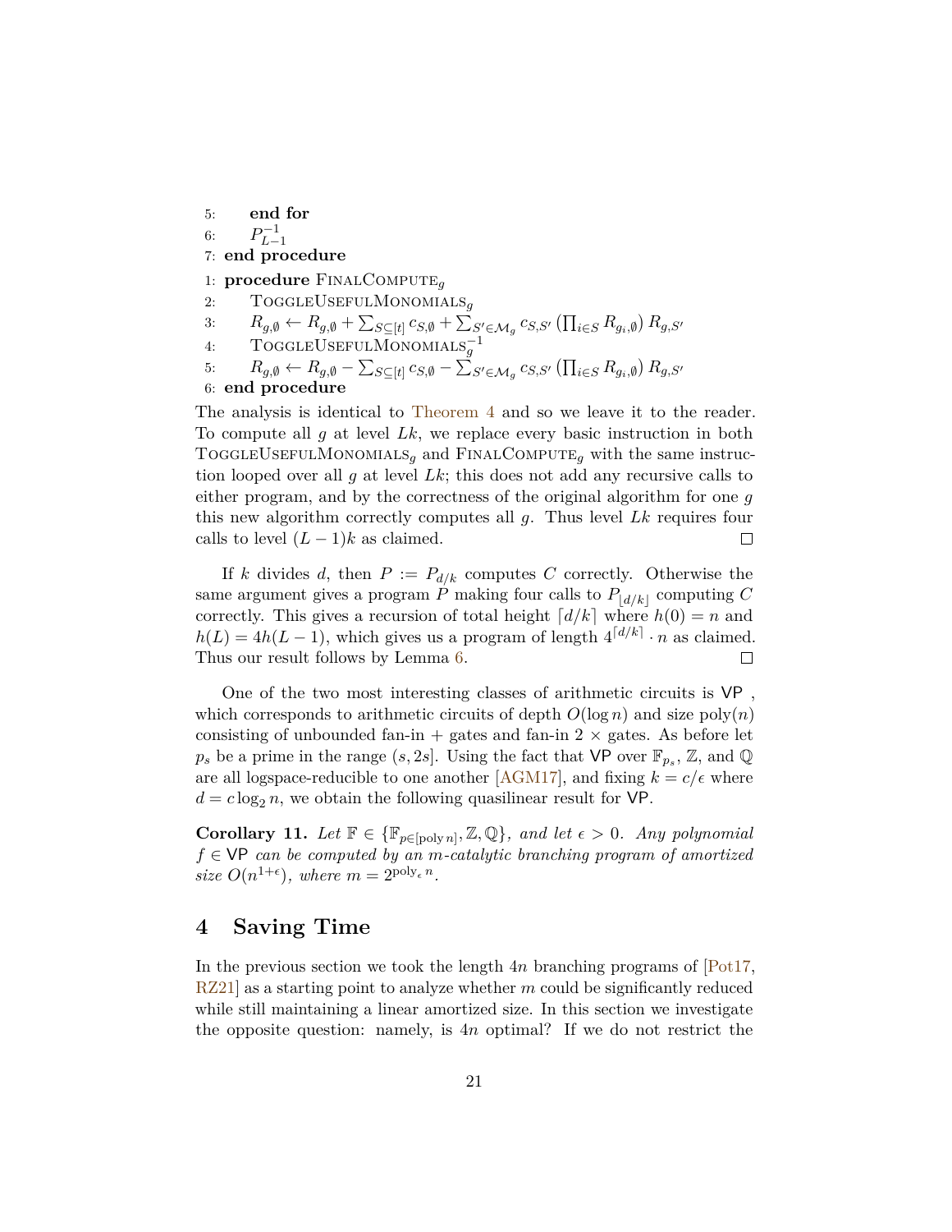```
5:     end for
6:     P_{L-1}^{-1}
7: end procedure
```

```
1: procedure FinalCompute_g
2:     ToggleUsefulMonomials_g
3:     R_{g,∅} ← R_{g,∅} + Σ_{S⊆[t]} c_{S,∅} + Σ_{S'∈M_g} c_{S,S'} (Π_{i∈S} R_{g_i,∅}) R_{g,S'}
4:     ToggleUsefulMonomials_g^{-1}
5:     R_{g,∅} ← R_{g,∅} − Σ_{S⊆[t]} c_{S,∅} − Σ_{S'∈M_g} c_{S,S'} (Π_{i∈S} R_{g_i,∅}) R_{g,S'}
6: end procedure
```

The analysis is identical to Theorem 4 and so we leave it to the reader. To compute all $g$ at level $Lk$, we replace every basic instruction in both $\textsc{ToggleUsefulMonomials}_g$ and $\textsc{FinalCompute}_g$ with the same instruction looped over all $g$ at level $Lk$; this does not add any recursive calls to either program, and by the correctness of the original algorithm for one $g$ this new algorithm correctly computes all $g$. Thus level $Lk$ requires four calls to level $(L-1)k$ as claimed. □

If $k$ divides $d$, then $P := P_{d/k}$ computes $C$ correctly. Otherwise the same argument gives a program $P$ making four calls to $P_{\lfloor d/k \rfloor}$ computing $C$ correctly. This gives a recursion of total height $\lceil d/k \rceil$ where $h(0) = n$ and $h(L) = 4h(L-1)$, which gives us a program of length $4^{\lceil d/k \rceil} \cdot n$ as claimed. Thus our result follows by Lemma 6. □

One of the two most interesting classes of arithmetic circuits is $\mathsf{VP}$ , which corresponds to arithmetic circuits of depth $O(\log n)$ and size $\mathrm{poly}(n)$ consisting of unbounded fan-in $+$ gates and fan-in 2 $\times$ gates. As before let $p_s$ be a prime in the range $(s, 2s]$. Using the fact that $\mathsf{VP}$ over $\mathbb{F}_{p_s}$, $\mathbb{Z}$, and $\mathbb{Q}$ are all logspace-reducible to one another [AGM17], and fixing $k = c/\epsilon$ where $d = c \log_2 n$, we obtain the following quasilinear result for $\mathsf{VP}$.

**Corollary 11.** *Let $\mathbb{F} \in \{\mathbb{F}_{p \in [\mathrm{poly}\, n]}, \mathbb{Z}, \mathbb{Q}\}$, and let $\epsilon > 0$. Any polynomial $f \in \mathsf{VP}$ can be computed by an $m$-catalytic branching program of amortized size $O(n^{1+\epsilon})$, where $m = 2^{\mathrm{poly}_\epsilon n}$.*

## 4 Saving Time

In the previous section we took the length $4n$ branching programs of [Pot17, RZ21] as a starting point to analyze whether $m$ could be significantly reduced while still maintaining a linear amortized size. In this section we investigate the opposite question: namely, is $4n$ optimal? If we do not restrict the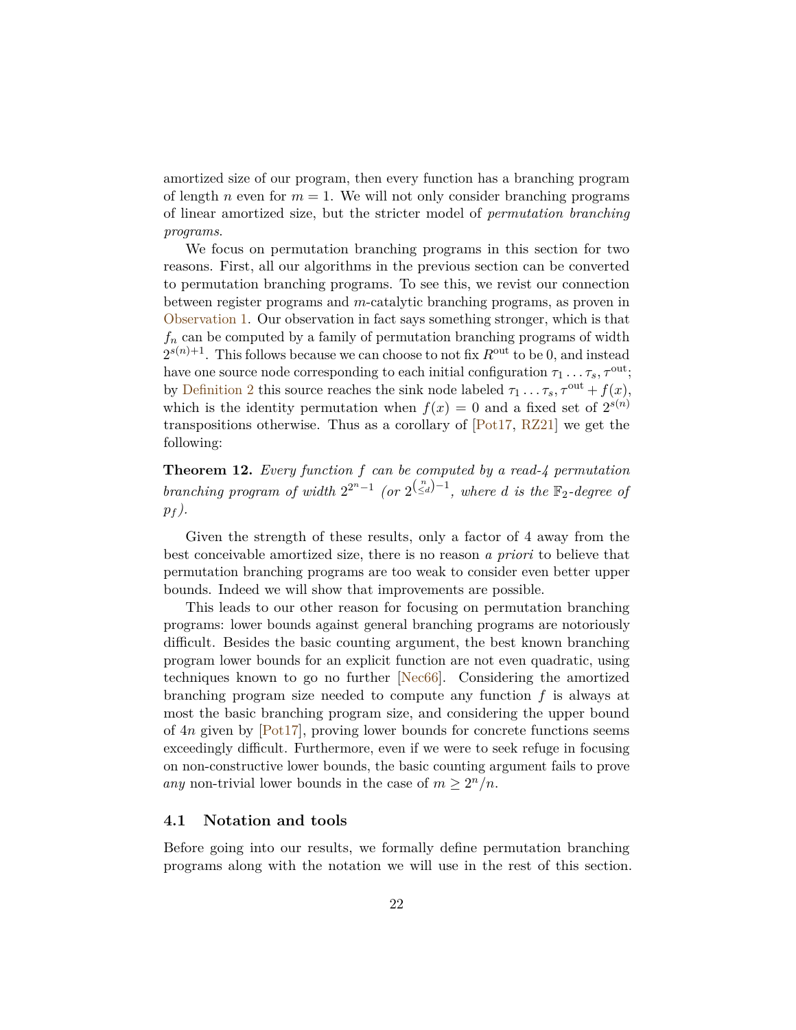amortized size of our program, then every function has a branching program of length $n$ even for $m = 1$. We will not only consider branching programs of linear amortized size, but the stricter model of *permutation branching programs*.

We focus on permutation branching programs in this section for two reasons. First, all our algorithms in the previous section can be converted to permutation branching programs. To see this, we revist our connection between register programs and $m$-catalytic branching programs, as proven in Observation 1. Our observation in fact says something stronger, which is that $f_n$ can be computed by a family of permutation branching programs of width $2^{s(n)+1}$. This follows because we can choose to not fix $R^{\text{out}}$ to be 0, and instead have one source node corresponding to each initial configuration $\tau_1 \ldots \tau_s, \tau^{\text{out}}$; by Definition 2 this source reaches the sink node labeled $\tau_1 \ldots \tau_s, \tau^{\text{out}} + f(x)$, which is the identity permutation when $f(x) = 0$ and a fixed set of $2^{s(n)}$ transpositions otherwise. Thus as a corollary of [Pot17, RZ21] we get the following:

**Theorem 12.** *Every function $f$ can be computed by a read-4 permutation branching program of width $2^{2^n - 1}$ (or $2^{\binom{n}{\leq d} - 1}$, where $d$ is the $\mathbb{F}_2$-degree of $p_f$).*

Given the strength of these results, only a factor of 4 away from the best conceivable amortized size, there is no reason *a priori* to believe that permutation branching programs are too weak to consider even better upper bounds. Indeed we will show that improvements are possible.

This leads to our other reason for focusing on permutation branching programs: lower bounds against general branching programs are notoriously difficult. Besides the basic counting argument, the best known branching program lower bounds for an explicit function are not even quadratic, using techniques known to go no further [Nec66]. Considering the amortized branching program size needed to compute any function $f$ is always at most the basic branching program size, and considering the upper bound of $4n$ given by [Pot17], proving lower bounds for concrete functions seems exceedingly difficult. Furthermore, even if we were to seek refuge in focusing on non-constructive lower bounds, the basic counting argument fails to prove *any* non-trivial lower bounds in the case of $m \geq 2^n/n$.

### 4.1 Notation and tools

Before going into our results, we formally define permutation branching programs along with the notation we will use in the rest of this section.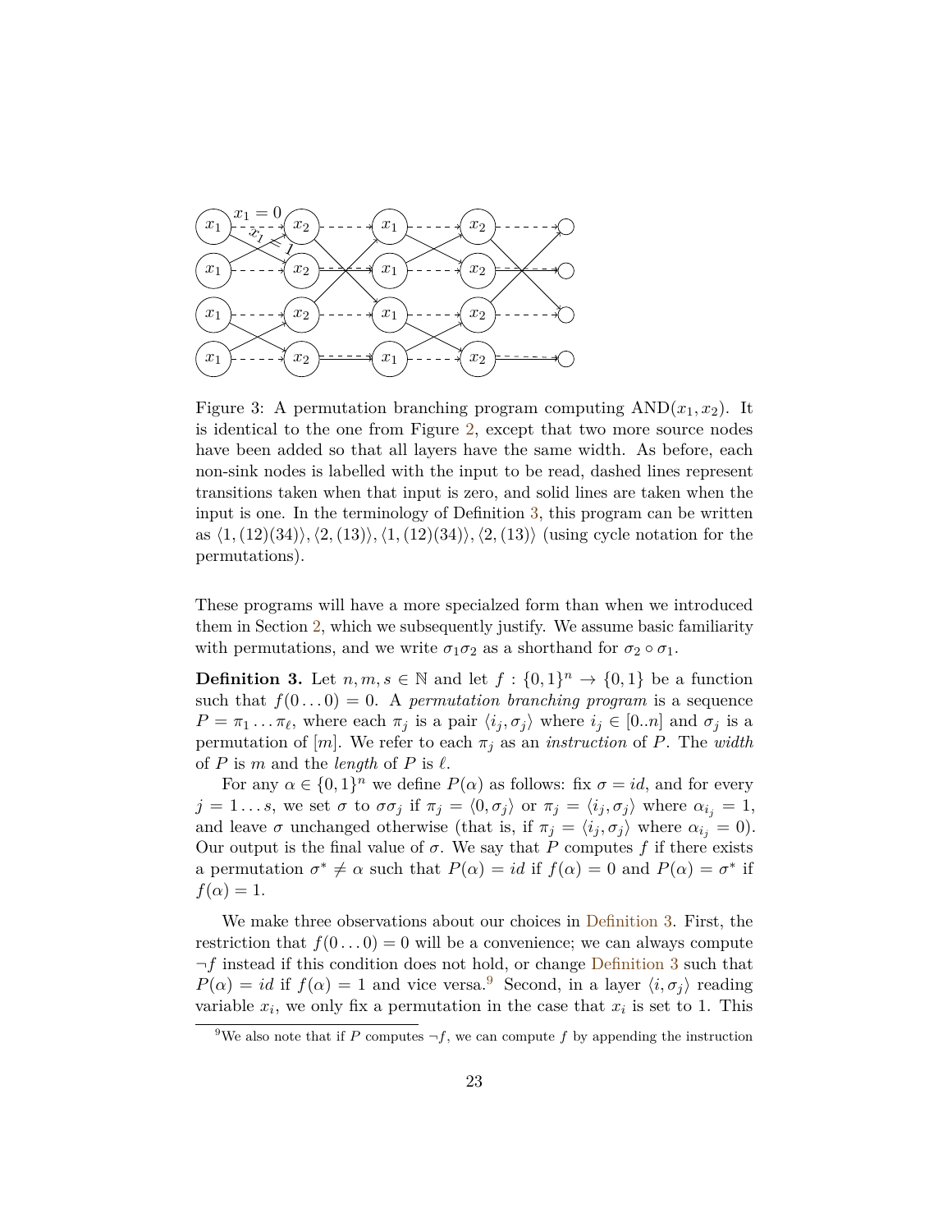Figure 3: A permutation branching program computing AND$(x_1, x_2)$. It is identical to the one from Figure 2, except that two more source nodes have been added so that all layers have the same width. As before, each non-sink nodes is labelled with the input to be read, dashed lines represent transitions taken when that input is zero, and solid lines are taken when the input is one. In the terminology of Definition 3, this program can be written as $\langle 1, (12)(34)\rangle, \langle 2, (13)\rangle, \langle 1, (12)(34)\rangle, \langle 2, (13)\rangle$ (using cycle notation for the permutations).

These programs will have a more specialzed form than when we introduced them in Section 2, which we subsequently justify. We assume basic familiarity with permutations, and we write $\sigma_1\sigma_2$ as a shorthand for $\sigma_2 \circ \sigma_1$.

**Definition 3.** Let $n, m, s \in \mathbb{N}$ and let $f : \{0,1\}^n \to \{0,1\}$ be a function such that $f(0\ldots0) = 0$. A *permutation branching program* is a sequence $P = \pi_1 \ldots \pi_\ell$, where each $\pi_j$ is a pair $\langle i_j, \sigma_j\rangle$ where $i_j \in [0..n]$ and $\sigma_j$ is a permutation of $[m]$. We refer to each $\pi_j$ as an *instruction* of $P$. The *width* of $P$ is $m$ and the *length* of $P$ is $\ell$.

For any $\alpha \in \{0,1\}^n$ we define $P(\alpha)$ as follows: fix $\sigma = id$, and for every $j = 1 \ldots s$, we set $\sigma$ to $\sigma\sigma_j$ if $\pi_j = \langle 0, \sigma_j\rangle$ or $\pi_j = \langle i_j, \sigma_j\rangle$ where $\alpha_{i_j} = 1$, and leave $\sigma$ unchanged otherwise (that is, if $\pi_j = \langle i_j, \sigma_j\rangle$ where $\alpha_{i_j} = 0$). Our output is the final value of $\sigma$. We say that $P$ computes $f$ if there exists a permutation $\sigma^* \neq \alpha$ such that $P(\alpha) = id$ if $f(\alpha) = 0$ and $P(\alpha) = \sigma^*$ if $f(\alpha) = 1$.

We make three observations about our choices in Definition 3. First, the restriction that $f(0\ldots0) = 0$ will be a convenience; we can always compute $\neg f$ instead if this condition does not hold, or change Definition 3 such that $P(\alpha) = id$ if $f(\alpha) = 1$ and vice versa.[9] Second, in a layer $\langle i, \sigma_j\rangle$ reading variable $x_i$, we only fix a permutation in the case that $x_i$ is set to 1. This

[9] We also note that if $P$ computes $\neg f$, we can compute $f$ by appending the instruction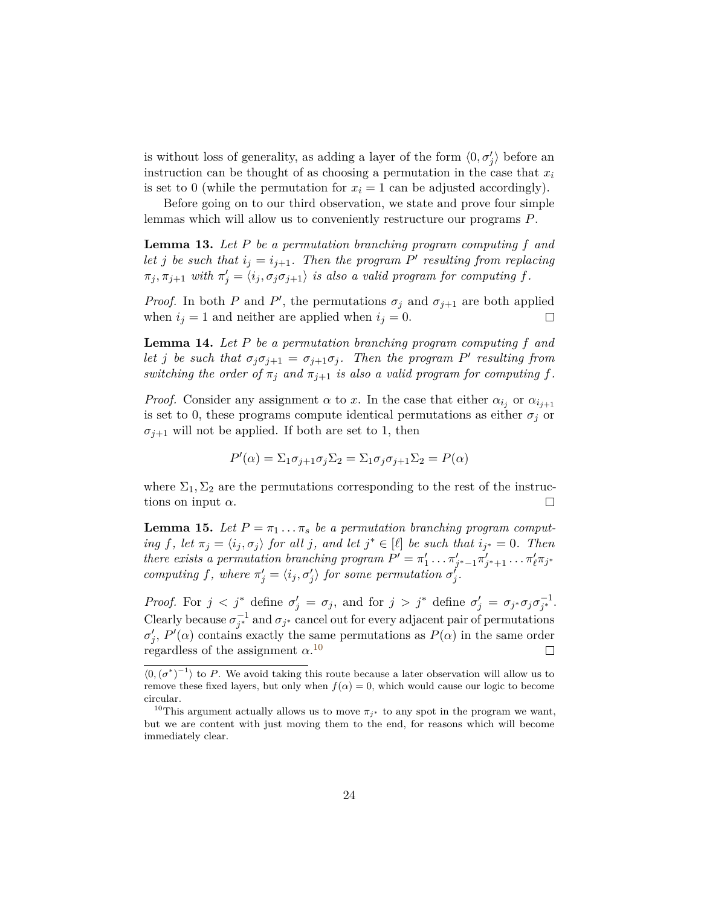is without loss of generality, as adding a layer of the form $\langle 0, \sigma'_j \rangle$ before an instruction can be thought of as choosing a permutation in the case that $x_i$ is set to 0 (while the permutation for $x_i = 1$ can be adjusted accordingly).

Before going on to our third observation, we state and prove four simple lemmas which will allow us to conveniently restructure our programs $P$.

**Lemma 13.** *Let $P$ be a permutation branching program computing $f$ and let $j$ be such that $i_j = i_{j+1}$. Then the program $P'$ resulting from replacing $\pi_j, \pi_{j+1}$ with $\pi'_j = \langle i_j, \sigma_j \sigma_{j+1} \rangle$ is also a valid program for computing $f$.*

*Proof.* In both $P$ and $P'$, the permutations $\sigma_j$ and $\sigma_{j+1}$ are both applied when $i_j = 1$ and neither are applied when $i_j = 0$. □

**Lemma 14.** *Let $P$ be a permutation branching program computing $f$ and let $j$ be such that $\sigma_j \sigma_{j+1} = \sigma_{j+1} \sigma_j$. Then the program $P'$ resulting from switching the order of $\pi_j$ and $\pi_{j+1}$ is also a valid program for computing $f$.*

*Proof.* Consider any assignment $\alpha$ to $x$. In the case that either $\alpha_{i_j}$ or $\alpha_{i_{j+1}}$ is set to 0, these programs compute identical permutations as either $\sigma_j$ or $\sigma_{j+1}$ will not be applied. If both are set to 1, then

$$P'(\alpha) = \Sigma_1 \sigma_{j+1} \sigma_j \Sigma_2 = \Sigma_1 \sigma_j \sigma_{j+1} \Sigma_2 = P(\alpha)$$

where $\Sigma_1, \Sigma_2$ are the permutations corresponding to the rest of the instructions on input $\alpha$. □

**Lemma 15.** *Let $P = \pi_1 \dots \pi_s$ be a permutation branching program computing $f$, let $\pi_j = \langle i_j, \sigma_j \rangle$ for all $j$, and let $j^* \in [\ell]$ be such that $i_{j^*} = 0$. Then there exists a permutation branching program $P' = \pi'_1 \dots \pi'_{j^*-1} \pi'_{j^*+1} \dots \pi'_\ell \pi_{j^*}$ computing $f$, where $\pi'_j = \langle i_j, \sigma'_j \rangle$ for some permutation $\sigma'_j$.*

*Proof.* For $j < j^*$ define $\sigma'_j = \sigma_j$, and for $j > j^*$ define $\sigma'_j = \sigma_{j^*} \sigma_j \sigma_{j^*}^{-1}$. Clearly because $\sigma_{j^*}^{-1}$ and $\sigma_{j^*}$ cancel out for every adjacent pair of permutations $\sigma'_j$, $P'(\alpha)$ contains exactly the same permutations as $P(\alpha)$ in the same order regardless of the assignment $\alpha$.[10] □

---

$\langle 0, (\sigma^*)^{-1} \rangle$ to $P$. We avoid taking this route because a later observation will allow us to remove these fixed layers, but only when $f(\alpha) = 0$, which would cause our logic to become circular.

[10] This argument actually allows us to move $\pi_{j^*}$ to any spot in the program we want, but we are content with just moving them to the end, for reasons which will become immediately clear.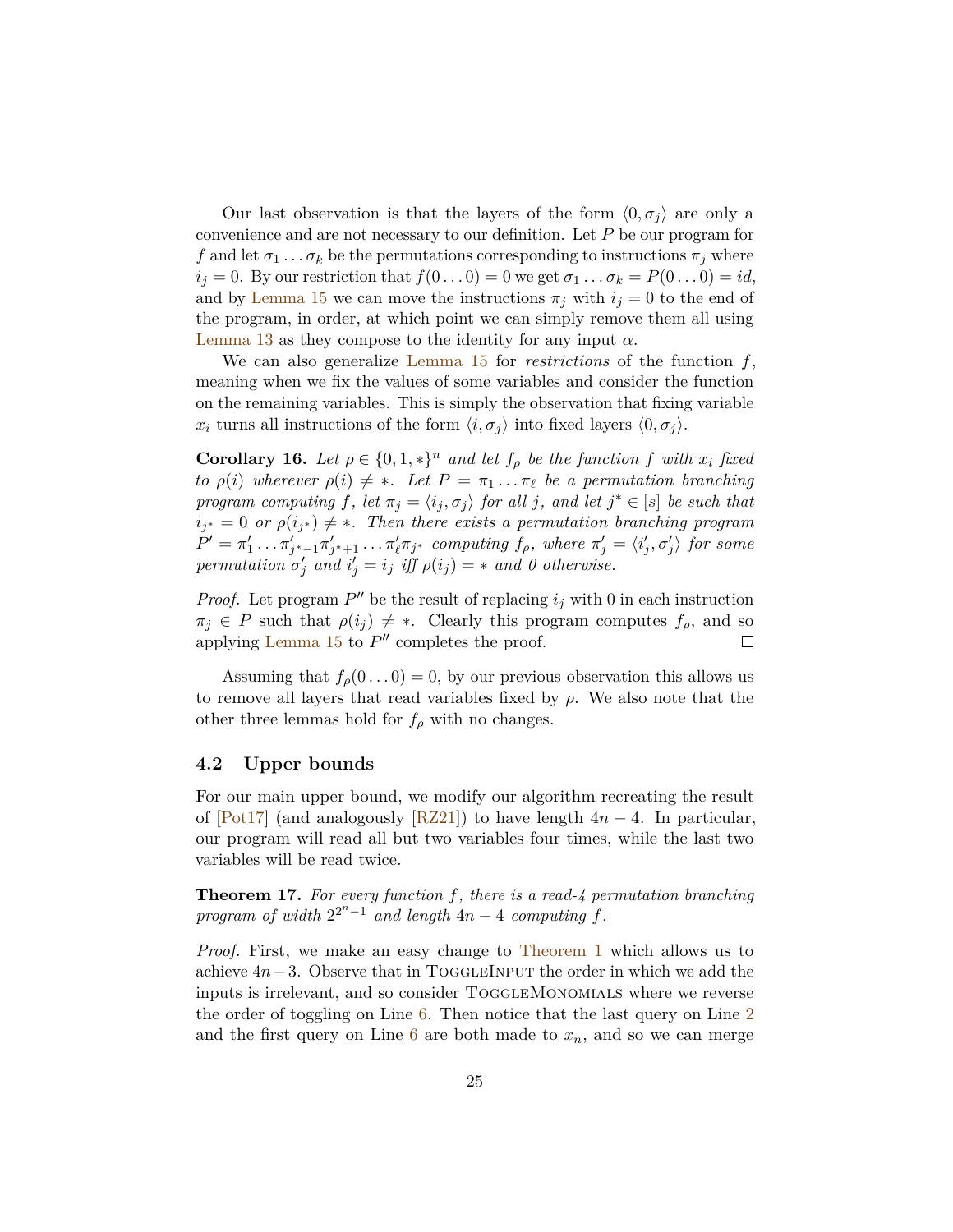Our last observation is that the layers of the form $\langle 0, \sigma_j \rangle$ are only a convenience and are not necessary to our definition. Let $P$ be our program for $f$ and let $\sigma_1 \dots \sigma_k$ be the permutations corresponding to instructions $\pi_j$ where $i_j = 0$. By our restriction that $f(0 \dots 0) = 0$ we get $\sigma_1 \dots \sigma_k = P(0 \dots 0) = id$, and by Lemma 15 we can move the instructions $\pi_j$ with $i_j = 0$ to the end of the program, in order, at which point we can simply remove them all using Lemma 13 as they compose to the identity for any input $\alpha$.

We can also generalize Lemma 15 for *restrictions* of the function $f$, meaning when we fix the values of some variables and consider the function on the remaining variables. This is simply the observation that fixing variable $x_i$ turns all instructions of the form $\langle i, \sigma_j \rangle$ into fixed layers $\langle 0, \sigma_j \rangle$.

**Corollary 16.** *Let $\rho \in \{0, 1, *\}^n$ and let $f_\rho$ be the function $f$ with $x_i$ fixed to $\rho(i)$ wherever $\rho(i) \neq *$. Let $P = \pi_1 \dots \pi_\ell$ be a permutation branching program computing $f$, let $\pi_j = \langle i_j, \sigma_j \rangle$ for all $j$, and let $j^* \in [s]$ be such that $i_{j^*} = 0$ or $\rho(i_{j^*}) \neq *$. Then there exists a permutation branching program $P' = \pi'_1 \dots \pi'_{j^*-1} \pi'_{j^*+1} \dots \pi'_\ell \pi_{j^*}$ computing $f_\rho$, where $\pi'_j = \langle i'_j, \sigma'_j \rangle$ for some permutation $\sigma'_j$ and $i'_j = i_j$ iff $\rho(i_j) = *$ and 0 otherwise.*

*Proof.* Let program $P''$ be the result of replacing $i_j$ with 0 in each instruction $\pi_j \in P$ such that $\rho(i_j) \neq *$. Clearly this program computes $f_\rho$, and so applying Lemma 15 to $P''$ completes the proof. ∎

Assuming that $f_\rho(0 \dots 0) = 0$, by our previous observation this allows us to remove all layers that read variables fixed by $\rho$. We also note that the other three lemmas hold for $f_\rho$ with no changes.

### 4.2 Upper bounds

For our main upper bound, we modify our algorithm recreating the result of [Pot17] (and analogously [RZ21]) to have length $4n - 4$. In particular, our program will read all but two variables four times, while the last two variables will be read twice.

**Theorem 17.** *For every function $f$, there is a read-4 permutation branching program of width $2^{2^n - 1}$ and length $4n - 4$ computing $f$.*

*Proof.* First, we make an easy change to Theorem 1 which allows us to achieve $4n - 3$. Observe that in ToggleInput the order in which we add the inputs is irrelevant, and so consider ToggleMonomials where we reverse the order of toggling on Line 6. Then notice that the last query on Line 2 and the first query on Line 6 are both made to $x_n$, and so we can merge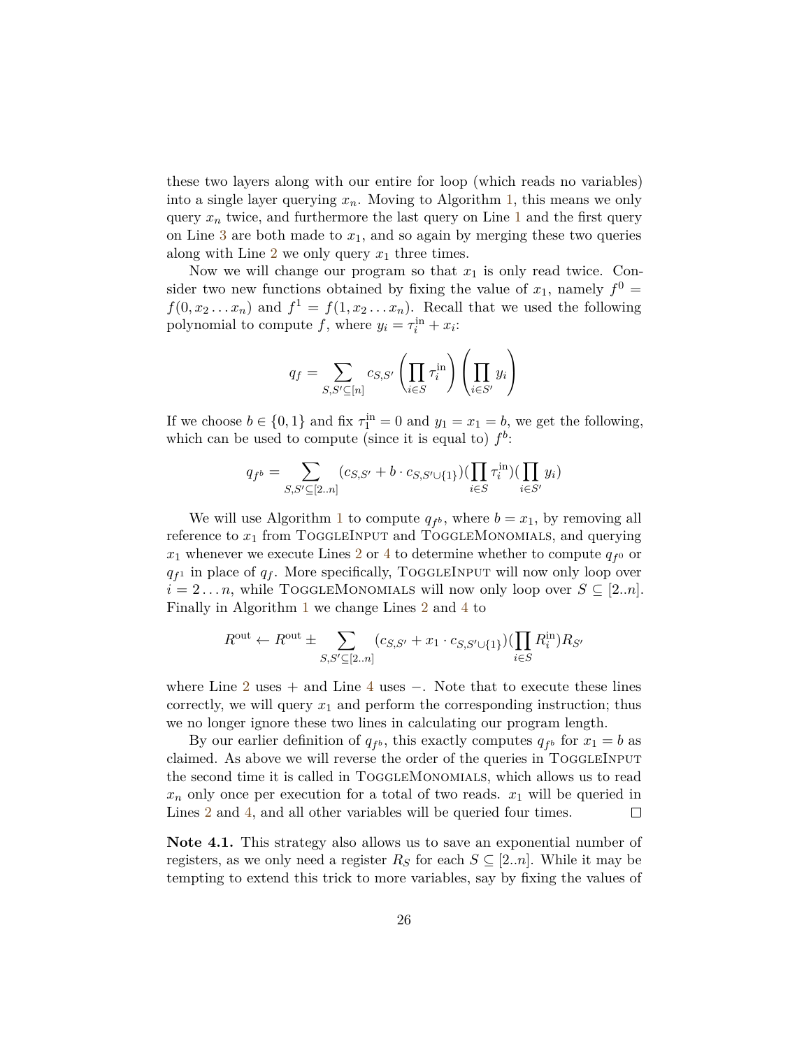these two layers along with our entire for loop (which reads no variables) into a single layer querying $x_n$. Moving to Algorithm 1, this means we only query $x_n$ twice, and furthermore the last query on Line 1 and the first query on Line 3 are both made to $x_1$, and so again by merging these two queries along with Line 2 we only query $x_1$ three times.

Now we will change our program so that $x_1$ is only read twice. Consider two new functions obtained by fixing the value of $x_1$, namely $f^0 = f(0, x_2 \dots x_n)$ and $f^1 = f(1, x_2 \dots x_n)$. Recall that we used the following polynomial to compute $f$, where $y_i = \tau_i^{\text{in}} + x_i$:

$$q_f = \sum_{S,S' \subseteq [n]} c_{S,S'} \left( \prod_{i \in S} \tau_i^{\text{in}} \right) \left( \prod_{i \in S'} y_i \right)$$

If we choose $b \in \{0, 1\}$ and fix $\tau_1^{\text{in}} = 0$ and $y_1 = x_1 = b$, we get the following, which can be used to compute (since it is equal to) $f^b$:

$$q_{f^b} = \sum_{S,S' \subseteq [2..n]} (c_{S,S'} + b \cdot c_{S,S' \cup \{1\}}) (\prod_{i \in S} \tau_i^{\text{in}}) (\prod_{i \in S'} y_i)$$

We will use Algorithm 1 to compute $q_{f^b}$, where $b = x_1$, by removing all reference to $x_1$ from ToggleInput and ToggleMonomials, and querying $x_1$ whenever we execute Lines 2 or 4 to determine whether to compute $q_{f^0}$ or $q_{f^1}$ in place of $q_f$. More specifically, ToggleInput will now only loop over $i = 2 \dots n$, while ToggleMonomials will now only loop over $S \subseteq [2..n]$. Finally in Algorithm 1 we change Lines 2 and 4 to

$$R^{\text{out}} \leftarrow R^{\text{out}} \pm \sum_{S,S' \subseteq [2..n]} (c_{S,S'} + x_1 \cdot c_{S,S' \cup \{1\}}) (\prod_{i \in S} R_i^{\text{in}}) R_{S'}$$

where Line 2 uses $+$ and Line 4 uses $-$. Note that to execute these lines correctly, we will query $x_1$ and perform the corresponding instruction; thus we no longer ignore these two lines in calculating our program length.

By our earlier definition of $q_{f^b}$, this exactly computes $q_{f^b}$ for $x_1 = b$ as claimed. As above we will reverse the order of the queries in ToggleInput the second time it is called in ToggleMonomials, which allows us to read $x_n$ only once per execution for a total of two reads. $x_1$ will be queried in Lines 2 and 4, and all other variables will be queried four times. ◻

**Note 4.1.** This strategy also allows us to save an exponential number of registers, as we only need a register $R_S$ for each $S \subseteq [2..n]$. While it may be tempting to extend this trick to more variables, say by fixing the values of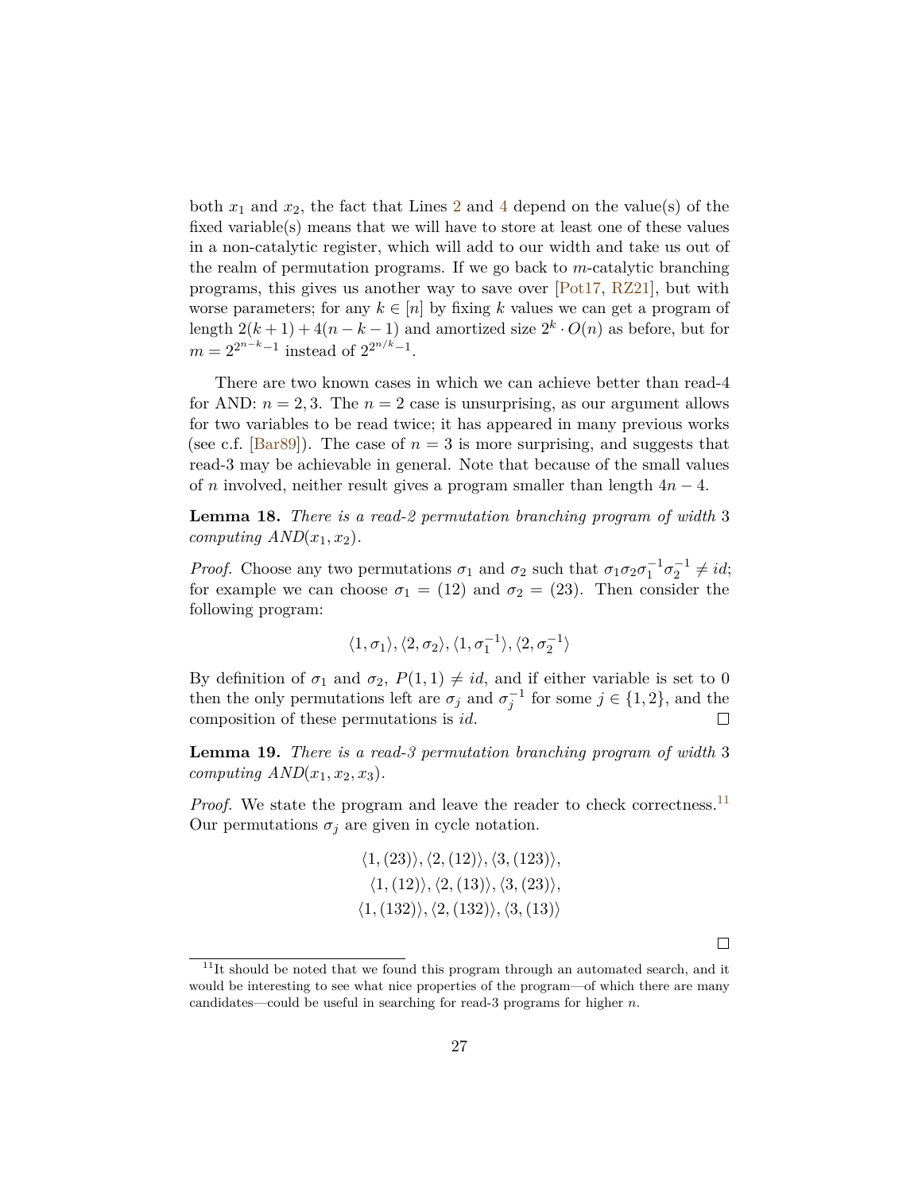both $x_1$ and $x_2$, the fact that Lines 2 and 4 depend on the value(s) of the fixed variable(s) means that we will have to store at least one of these values in a non-catalytic register, which will add to our width and take us out of the realm of permutation programs. If we go back to $m$-catalytic branching programs, this gives us another way to save over [Pot17, RZ21], but with worse parameters; for any $k \in [n]$ by fixing $k$ values we can get a program of length $2(k+1) + 4(n-k-1)$ and amortized size $2^k \cdot O(n)$ as before, but for $m = 2^{2^{n-k}-1}$ instead of $2^{2^{n/k}-1}$.

There are two known cases in which we can achieve better than read-4 for AND: $n = 2, 3$. The $n = 2$ case is unsurprising, as our argument allows for two variables to be read twice; it has appeared in many previous works (see c.f. [Bar89]). The case of $n = 3$ is more surprising, and suggests that read-3 may be achievable in general. Note that because of the small values of $n$ involved, neither result gives a program smaller than length $4n - 4$.

**Lemma 18.** *There is a read-2 permutation branching program of width* 3 *computing* $AND(x_1, x_2)$.

*Proof.* Choose any two permutations $\sigma_1$ and $\sigma_2$ such that $\sigma_1\sigma_2\sigma_1^{-1}\sigma_2^{-1} \neq id$; for example we can choose $\sigma_1 = (12)$ and $\sigma_2 = (23)$. Then consider the following program:

$$\langle 1, \sigma_1 \rangle, \langle 2, \sigma_2 \rangle, \langle 1, \sigma_1^{-1} \rangle, \langle 2, \sigma_2^{-1} \rangle$$

By definition of $\sigma_1$ and $\sigma_2$, $P(1,1) \neq id$, and if either variable is set to 0 then the only permutations left are $\sigma_j$ and $\sigma_j^{-1}$ for some $j \in \{1,2\}$, and the composition of these permutations is $id$. ◻

**Lemma 19.** *There is a read-3 permutation branching program of width* 3 *computing* $AND(x_1, x_2, x_3)$.

*Proof.* We state the program and leave the reader to check correctness.[11] Our permutations $\sigma_j$ are given in cycle notation.

$$\begin{gathered}
\langle 1, (23) \rangle, \langle 2, (12) \rangle, \langle 3, (123) \rangle, \\
\langle 1, (12) \rangle, \langle 2, (13) \rangle, \langle 3, (23) \rangle, \\
\langle 1, (132) \rangle, \langle 2, (132) \rangle, \langle 3, (13) \rangle
\end{gathered}$$

◻

[11] It should be noted that we found this program through an automated search, and it would be interesting to see what nice properties of the program—of which there are many candidates—could be useful in searching for read-3 programs for higher $n$.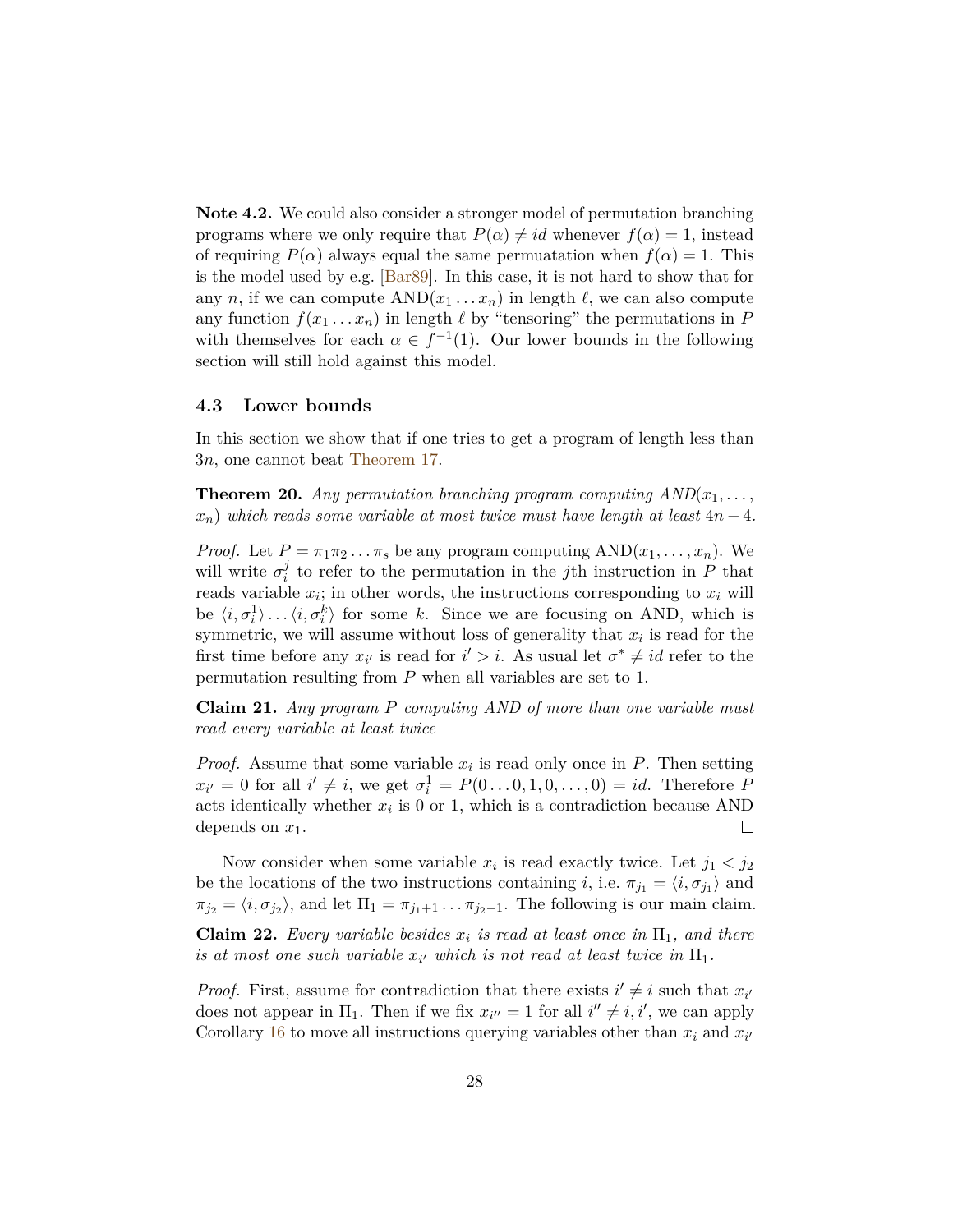**Note 4.2.** We could also consider a stronger model of permutation branching programs where we only require that $P(\alpha) \neq id$ whenever $f(\alpha) = 1$, instead of requiring $P(\alpha)$ always equal the same permuatation when $f(\alpha) = 1$. This is the model used by e.g. [Bar89]. In this case, it is not hard to show that for any $n$, if we can compute $\text{AND}(x_1 \dots x_n)$ in length $\ell$, we can also compute any function $f(x_1 \dots x_n)$ in length $\ell$ by "tensoring" the permutations in $P$ with themselves for each $\alpha \in f^{-1}(1)$. Our lower bounds in the following section will still hold against this model.

### 4.3 Lower bounds

In this section we show that if one tries to get a program of length less than $3n$, one cannot beat Theorem 17.

**Theorem 20.** *Any permutation branching program computing $AND(x_1, \dots, x_n)$ which reads some variable at most twice must have length at least $4n - 4$.*

*Proof.* Let $P = \pi_1 \pi_2 \dots \pi_s$ be any program computing $\text{AND}(x_1, \dots, x_n)$. We will write $\sigma_i^j$ to refer to the permutation in the $j$th instruction in $P$ that reads variable $x_i$; in other words, the instructions corresponding to $x_i$ will be $\langle i, \sigma_i^1 \rangle \dots \langle i, \sigma_i^k \rangle$ for some $k$. Since we are focusing on AND, which is symmetric, we will assume without loss of generality that $x_i$ is read for the first time before any $x_{i'}$ is read for $i' > i$. As usual let $\sigma^* \neq id$ refer to the permutation resulting from $P$ when all variables are set to 1.

**Claim 21.** *Any program $P$ computing AND of more than one variable must read every variable at least twice*

*Proof.* Assume that some variable $x_i$ is read only once in $P$. Then setting $x_{i'} = 0$ for all $i' \neq i$, we get $\sigma_i^1 = P(0 \dots 0, 1, 0, \dots, 0) = id$. Therefore $P$ acts identically whether $x_i$ is 0 or 1, which is a contradiction because AND depends on $x_1$. ∎

Now consider when some variable $x_i$ is read exactly twice. Let $j_1 < j_2$ be the locations of the two instructions containing $i$, i.e. $\pi_{j_1} = \langle i, \sigma_{j_1} \rangle$ and $\pi_{j_2} = \langle i, \sigma_{j_2} \rangle$, and let $\Pi_1 = \pi_{j_1+1} \dots \pi_{j_2-1}$. The following is our main claim.

**Claim 22.** *Every variable besides $x_i$ is read at least once in $\Pi_1$, and there is at most one such variable $x_{i'}$ which is not read at least twice in $\Pi_1$.*

*Proof.* First, assume for contradiction that there exists $i' \neq i$ such that $x_{i'}$ does not appear in $\Pi_1$. Then if we fix $x_{i''} = 1$ for all $i'' \neq i, i'$, we can apply Corollary 16 to move all instructions querying variables other than $x_i$ and $x_{i'}$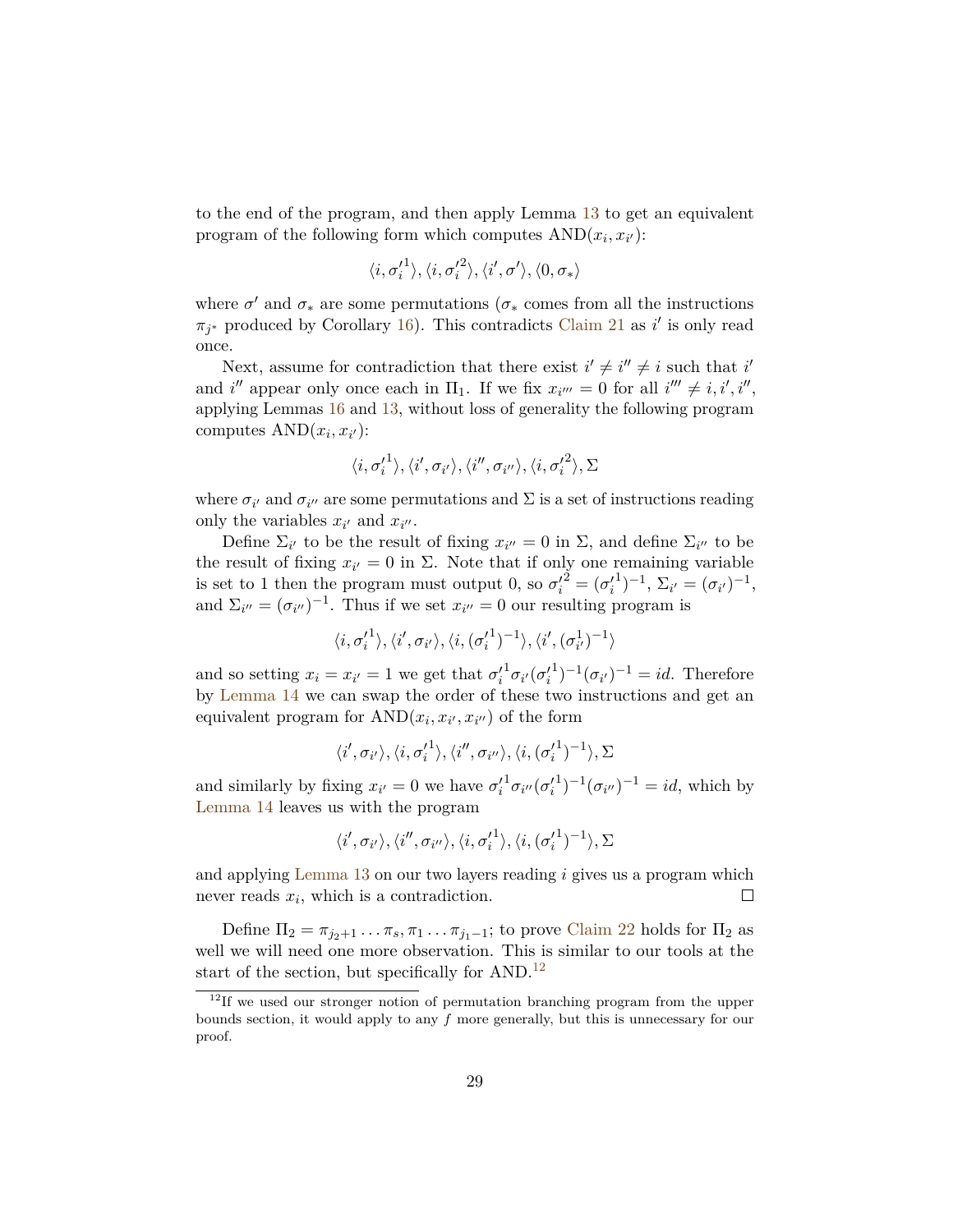to the end of the program, and then apply Lemma 13 to get an equivalent program of the following form which computes $\text{AND}(x_i, x_{i'})$:

$$\langle i, \sigma_i'^1 \rangle, \langle i, \sigma_i'^2 \rangle, \langle i', \sigma' \rangle, \langle 0, \sigma_* \rangle$$

where $\sigma'$ and $\sigma_*$ are some permutations ($\sigma_*$ comes from all the instructions $\pi_{j^*}$ produced by Corollary 16). This contradicts Claim 21 as $i'$ is only read once.

Next, assume for contradiction that there exist $i' \neq i'' \neq i$ such that $i'$ and $i''$ appear only once each in $\Pi_1$. If we fix $x_{i'''} = 0$ for all $i''' \neq i, i', i''$, applying Lemmas 16 and 13, without loss of generality the following program computes $\text{AND}(x_i, x_{i'})$:

$$\langle i, \sigma_i'^1 \rangle, \langle i', \sigma_{i'} \rangle, \langle i'', \sigma_{i''} \rangle, \langle i, \sigma_i'^2 \rangle, \Sigma$$

where $\sigma_{i'}$ and $\sigma_{i''}$ are some permutations and $\Sigma$ is a set of instructions reading only the variables $x_{i'}$ and $x_{i''}$.

Define $\Sigma_{i'}$ to be the result of fixing $x_{i''} = 0$ in $\Sigma$, and define $\Sigma_{i''}$ to be the result of fixing $x_{i'} = 0$ in $\Sigma$. Note that if only one remaining variable is set to 1 then the program must output 0, so $\sigma_i'^2 = (\sigma_i'^1)^{-1}$, $\Sigma_{i'} = (\sigma_{i'})^{-1}$, and $\Sigma_{i''} = (\sigma_{i''})^{-1}$. Thus if we set $x_{i''} = 0$ our resulting program is

$$\langle i, \sigma_i'^1 \rangle, \langle i', \sigma_{i'} \rangle, \langle i, (\sigma_i'^1)^{-1} \rangle, \langle i', (\sigma_{i'}^1)^{-1} \rangle$$

and so setting $x_i = x_{i'} = 1$ we get that $\sigma_i'^1 \sigma_{i'} (\sigma_i'^1)^{-1} (\sigma_{i'})^{-1} = id$. Therefore by Lemma 14 we can swap the order of these two instructions and get an equivalent program for $\text{AND}(x_i, x_{i'}, x_{i''})$ of the form

$$\langle i', \sigma_{i'} \rangle, \langle i, \sigma_i'^1 \rangle, \langle i'', \sigma_{i''} \rangle, \langle i, (\sigma_i'^1)^{-1} \rangle, \Sigma$$

and similarly by fixing $x_{i'} = 0$ we have $\sigma_i'^1 \sigma_{i''} (\sigma_i'^1)^{-1} (\sigma_{i''})^{-1} = id$, which by Lemma 14 leaves us with the program

$$\langle i', \sigma_{i'} \rangle, \langle i'', \sigma_{i''} \rangle, \langle i, \sigma_i'^1 \rangle, \langle i, (\sigma_i'^1)^{-1} \rangle, \Sigma$$

and applying Lemma 13 on our two layers reading $i$ gives us a program which never reads $x_i$, which is a contradiction. □

Define $\Pi_2 = \pi_{j_2+1} \ldots \pi_s, \pi_1 \ldots \pi_{j_1-1}$; to prove Claim 22 holds for $\Pi_2$ as well we will need one more observation. This is similar to our tools at the start of the section, but specifically for AND.[12]

[12] If we used our stronger notion of permutation branching program from the upper bounds section, it would apply to any $f$ more generally, but this is unnecessary for our proof.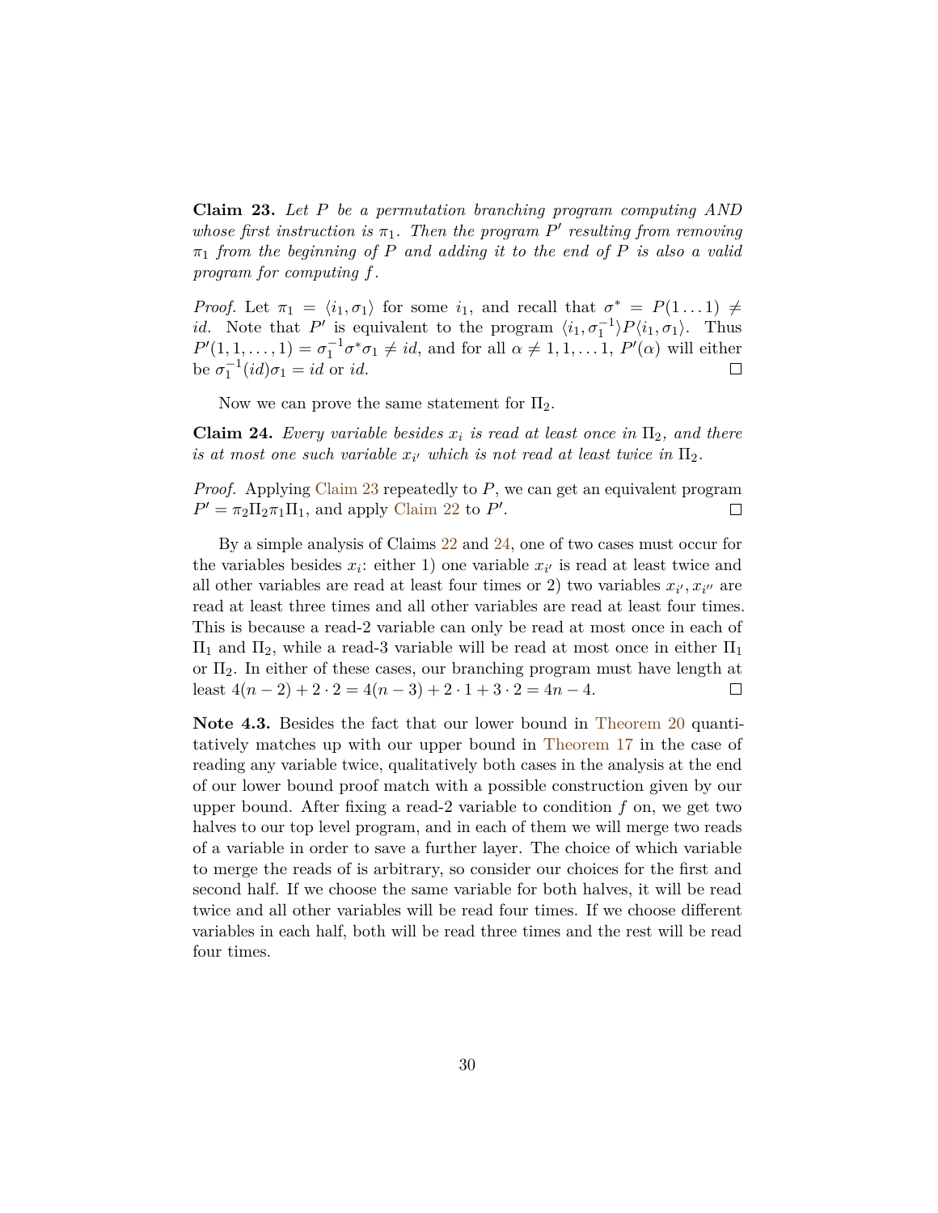**Claim 23.** *Let $P$ be a permutation branching program computing AND whose first instruction is $\pi_1$. Then the program $P'$ resulting from removing $\pi_1$ from the beginning of $P$ and adding it to the end of $P$ is also a valid program for computing $f$.*

*Proof.* Let $\pi_1 = \langle i_1, \sigma_1 \rangle$ for some $i_1$, and recall that $\sigma^* = P(1 \dots 1) \neq id$. Note that $P'$ is equivalent to the program $\langle i_1, \sigma_1^{-1} \rangle P \langle i_1, \sigma_1 \rangle$. Thus $P'(1, 1, \dots, 1) = \sigma_1^{-1} \sigma^* \sigma_1 \neq id$, and for all $\alpha \neq 1, 1, \dots 1$, $P'(\alpha)$ will either be $\sigma_1^{-1}(id)\sigma_1 = id$ or $id$. $\square$

Now we can prove the same statement for $\Pi_2$.

**Claim 24.** *Every variable besides $x_i$ is read at least once in $\Pi_2$, and there is at most one such variable $x_{i'}$ which is not read at least twice in $\Pi_2$.*

*Proof.* Applying Claim 23 repeatedly to $P$, we can get an equivalent program $P' = \pi_2 \Pi_2 \pi_1 \Pi_1$, and apply Claim 22 to $P'$. $\square$

By a simple analysis of Claims 22 and 24, one of two cases must occur for the variables besides $x_i$: either 1) one variable $x_{i'}$ is read at least twice and all other variables are read at least four times or 2) two variables $x_{i'}, x_{i''}$ are read at least three times and all other variables are read at least four times. This is because a read-2 variable can only be read at most once in each of $\Pi_1$ and $\Pi_2$, while a read-3 variable will be read at most once in either $\Pi_1$ or $\Pi_2$. In either of these cases, our branching program must have length at least $4(n-2) + 2 \cdot 2 = 4(n-3) + 2 \cdot 1 + 3 \cdot 2 = 4n - 4$. $\square$

**Note 4.3.** Besides the fact that our lower bound in Theorem 20 quantitatively matches up with our upper bound in Theorem 17 in the case of reading any variable twice, qualitatively both cases in the analysis at the end of our lower bound proof match with a possible construction given by our upper bound. After fixing a read-2 variable to condition $f$ on, we get two halves to our top level program, and in each of them we will merge two reads of a variable in order to save a further layer. The choice of which variable to merge the reads of is arbitrary, so consider our choices for the first and second half. If we choose the same variable for both halves, it will be read twice and all other variables will be read four times. If we choose different variables in each half, both will be read three times and the rest will be read four times.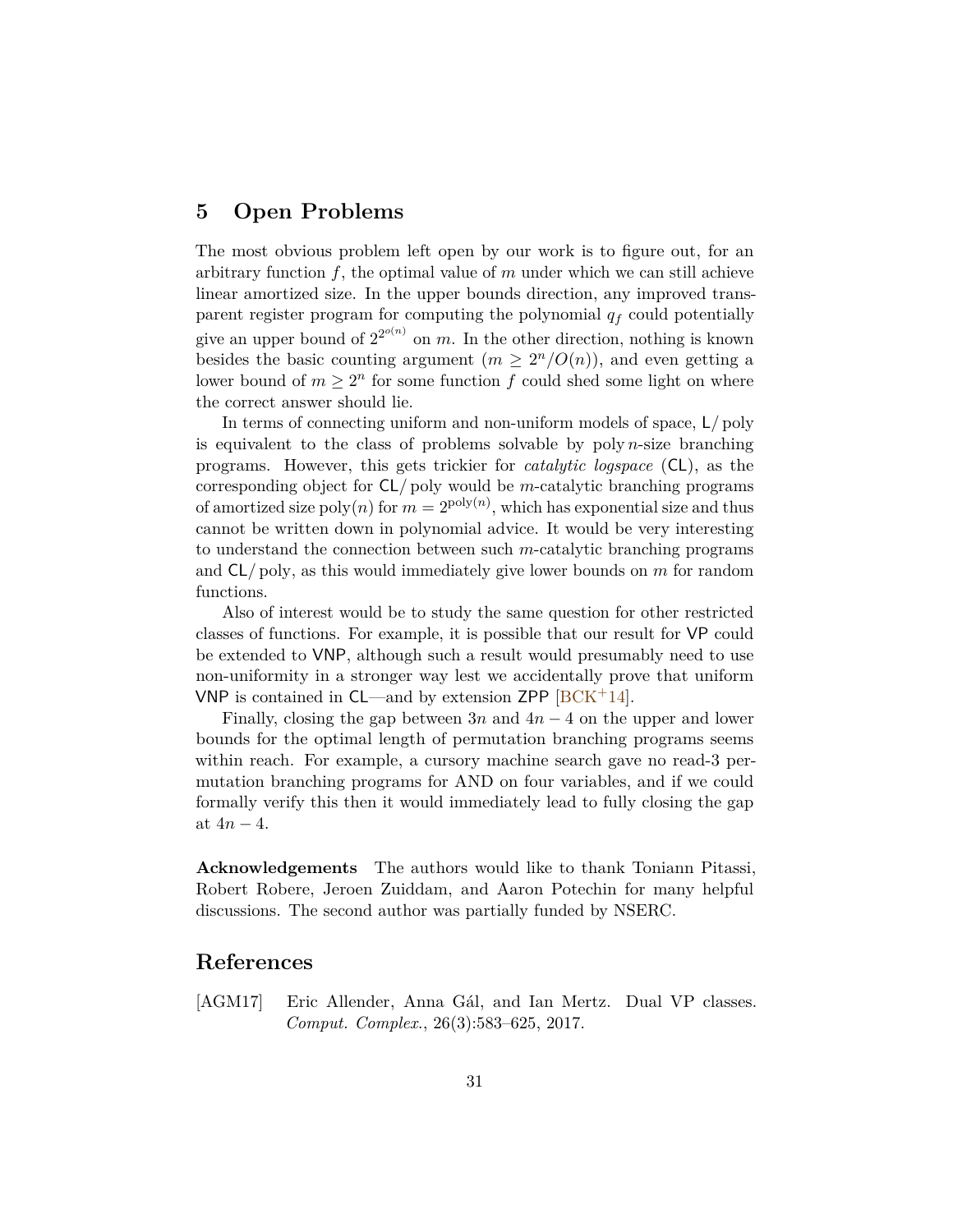## 5 Open Problems

The most obvious problem left open by our work is to figure out, for an arbitrary function $f$, the optimal value of $m$ under which we can still achieve linear amortized size. In the upper bounds direction, any improved transparent register program for computing the polynomial $q_f$ could potentially give an upper bound of $2^{2^{o(n)}}$ on $m$. In the other direction, nothing is known besides the basic counting argument ($m \geq 2^n/O(n)$), and even getting a lower bound of $m \geq 2^n$ for some function $f$ could shed some light on where the correct answer should lie.

In terms of connecting uniform and non-uniform models of space, $\mathsf{L}/\mathrm{poly}$ is equivalent to the class of problems solvable by $\mathrm{poly}\, n$-size branching programs. However, this gets trickier for *catalytic logspace* ($\mathsf{CL}$), as the corresponding object for $\mathsf{CL}/\mathrm{poly}$ would be $m$-catalytic branching programs of amortized size $\mathrm{poly}(n)$ for $m = 2^{\mathrm{poly}(n)}$, which has exponential size and thus cannot be written down in polynomial advice. It would be very interesting to understand the connection between such $m$-catalytic branching programs and $\mathsf{CL}/\mathrm{poly}$, as this would immediately give lower bounds on $m$ for random functions.

Also of interest would be to study the same question for other restricted classes of functions. For example, it is possible that our result for $\mathsf{VP}$ could be extended to $\mathsf{VNP}$, although such a result would presumably need to use non-uniformity in a stronger way lest we accidentally prove that uniform $\mathsf{VNP}$ is contained in $\mathsf{CL}$—and by extension $\mathsf{ZPP}$ [BCK+14].

Finally, closing the gap between $3n$ and $4n - 4$ on the upper and lower bounds for the optimal length of permutation branching programs seems within reach. For example, a cursory machine search gave no read-3 permutation branching programs for AND on four variables, and if we could formally verify this then it would immediately lead to fully closing the gap at $4n - 4$.

**Acknowledgements** The authors would like to thank Toniann Pitassi, Robert Robere, Jeroen Zuiddam, and Aaron Potechin for many helpful discussions. The second author was partially funded by NSERC.

## References

[AGM17] Eric Allender, Anna Gál, and Ian Mertz. Dual VP classes. *Comput. Complex.*, 26(3):583–625, 2017.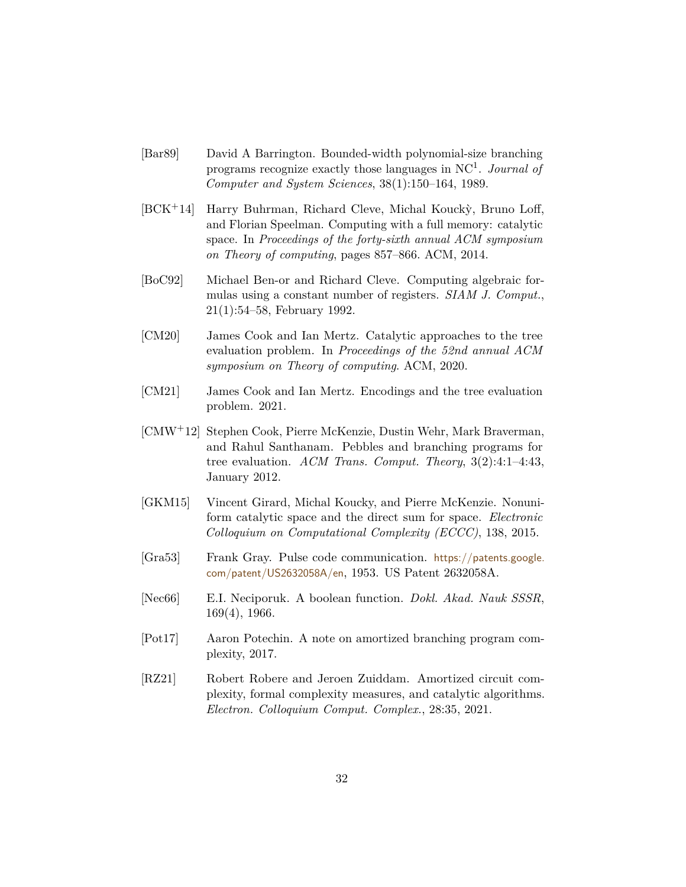[Bar89] David A Barrington. Bounded-width polynomial-size branching programs recognize exactly those languages in $NC^1$. *Journal of Computer and System Sciences*, 38(1):150–164, 1989.

[BCK+14] Harry Buhrman, Richard Cleve, Michal Koucký, Bruno Loff, and Florian Speelman. Computing with a full memory: catalytic space. In *Proceedings of the forty-sixth annual ACM symposium on Theory of computing*, pages 857–866. ACM, 2014.

[BoC92] Michael Ben-or and Richard Cleve. Computing algebraic formulas using a constant number of registers. *SIAM J. Comput.*, 21(1):54–58, February 1992.

[CM20] James Cook and Ian Mertz. Catalytic approaches to the tree evaluation problem. In *Proceedings of the 52nd annual ACM symposium on Theory of computing*. ACM, 2020.

[CM21] James Cook and Ian Mertz. Encodings and the tree evaluation problem. 2021.

[CMW+12] Stephen Cook, Pierre McKenzie, Dustin Wehr, Mark Braverman, and Rahul Santhanam. Pebbles and branching programs for tree evaluation. *ACM Trans. Comput. Theory*, 3(2):4:1–4:43, January 2012.

[GKM15] Vincent Girard, Michal Koucky, and Pierre McKenzie. Nonuniform catalytic space and the direct sum for space. *Electronic Colloquium on Computational Complexity (ECCC)*, 138, 2015.

[Gra53] Frank Gray. Pulse code communication. https://patents.google.com/patent/US2632058A/en, 1953. US Patent 2632058A.

[Nec66] E.I. Neciporuk. A boolean function. *Dokl. Akad. Nauk SSSR*, 169(4), 1966.

[Pot17] Aaron Potechin. A note on amortized branching program complexity, 2017.

[RZ21] Robert Robere and Jeroen Zuiddam. Amortized circuit complexity, formal complexity measures, and catalytic algorithms. *Electron. Colloquium Comput. Complex.*, 28:35, 2021.